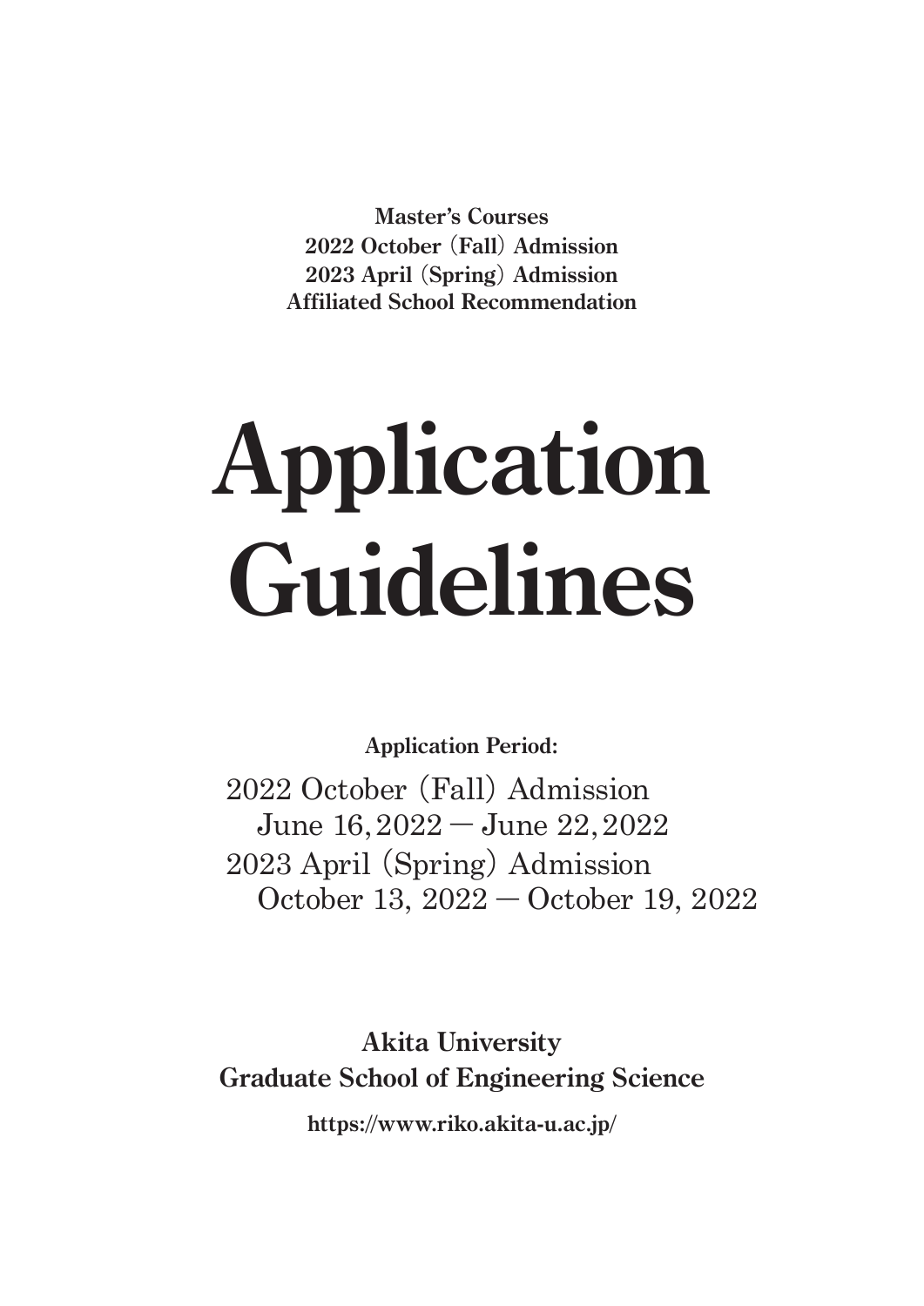**Master's Courses**
**2022 October (Fall) Admission**
**2023 April (Spring) Admission**
**Affiliated School Recommendation**

# Application Guidelines

**Application Period:**

2022 October (Fall) Admission
June 16, 2022 — June 22, 2022
2023 April (Spring) Admission
October 13, 2022 — October 19, 2022

**Akita University**
**Graduate School of Engineering Science**

**https://www.riko.akita-u.ac.jp/**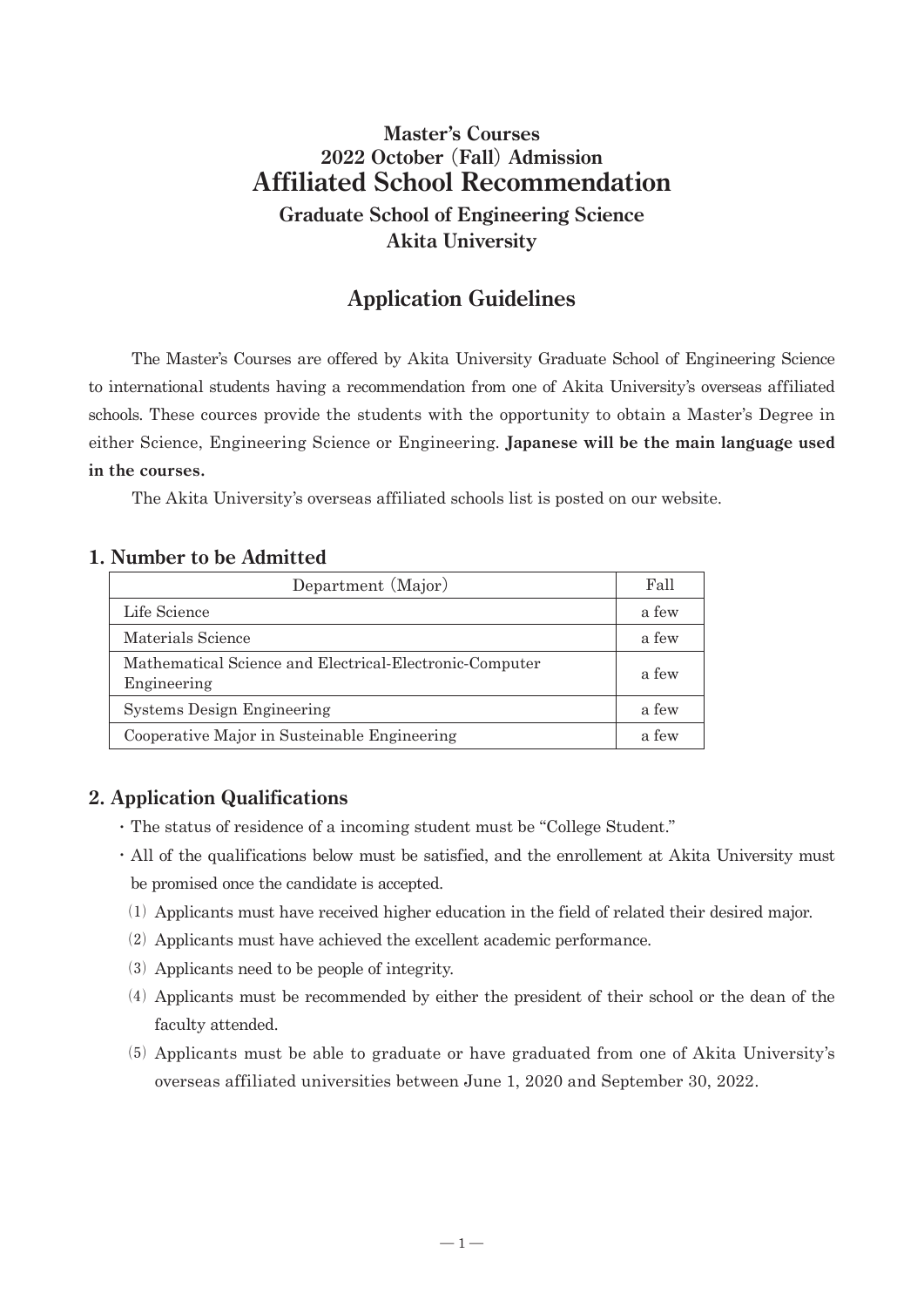# Master's Courses
# 2022 October (Fall) Admission
# Affiliated School Recommendation
# Graduate School of Engineering Science
# Akita University

## Application Guidelines

The Master's Courses are offered by Akita University Graduate School of Engineering Science to international students having a recommendation from one of Akita University's overseas affiliated schools. These cources provide the students with the opportunity to obtain a Master's Degree in either Science, Engineering Science or Engineering. **Japanese will be the main language used in the courses.**

The Akita University's overseas affiliated schools list is posted on our website.

## 1. Number to be Admitted

| Department (Major) | Fall |
|---|---|
| Life Science | a few |
| Materials Science | a few |
| Mathematical Science and Electrical-Electronic-Computer Engineering | a few |
| Systems Design Engineering | a few |
| Cooperative Major in Susteinable Engineering | a few |

## 2. Application Qualifications

- The status of residence of a incoming student must be "College Student."
- All of the qualifications below must be satisfied, and the enrollement at Akita University must be promised once the candidate is accepted.

(1) Applicants must have received higher education in the field of related their desired major.

(2) Applicants must have achieved the excellent academic performance.

(3) Applicants need to be people of integrity.

(4) Applicants must be recommended by either the president of their school or the dean of the faculty attended.

(5) Applicants must be able to graduate or have graduated from one of Akita University's overseas affiliated universities between June 1, 2020 and September 30, 2022.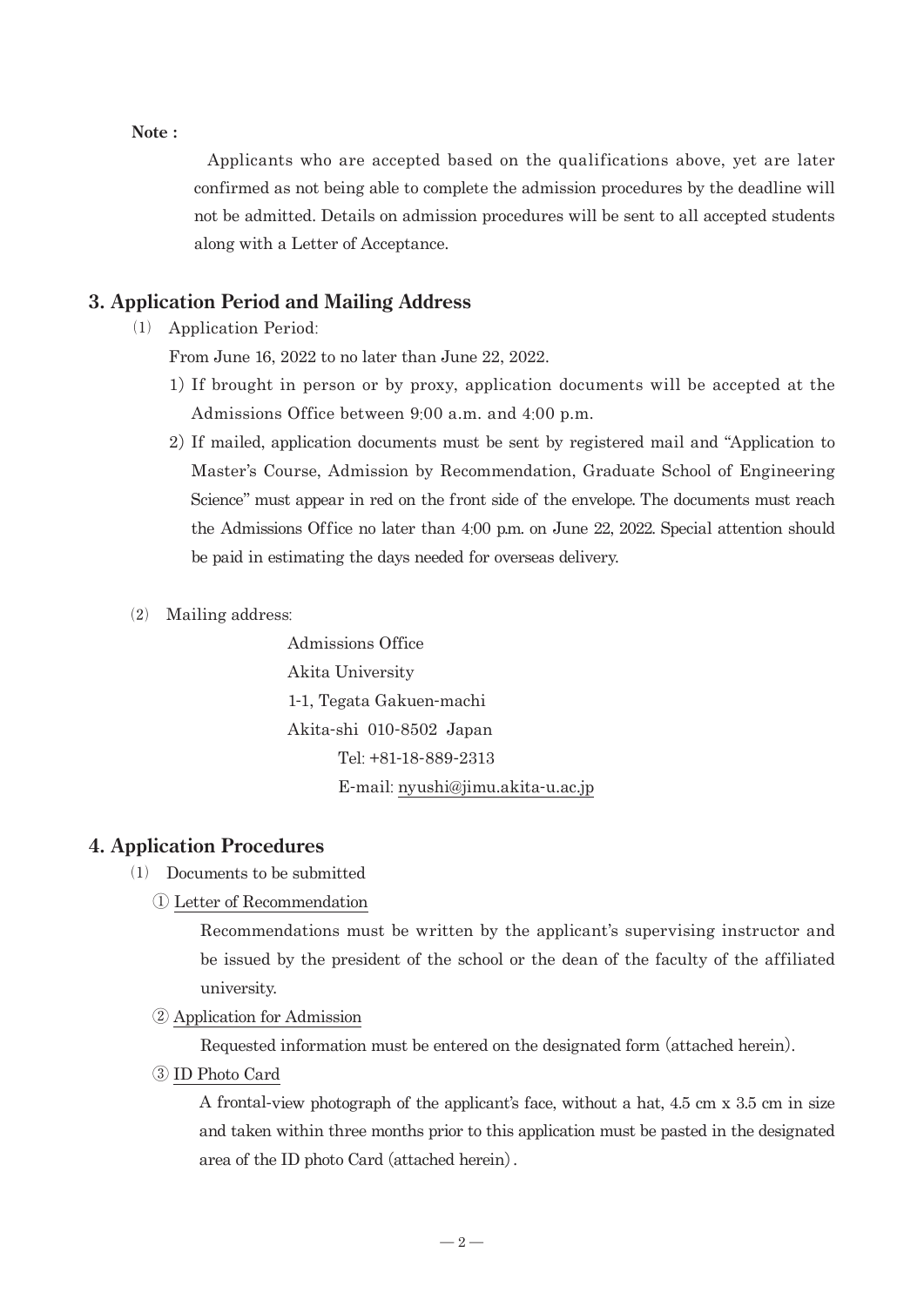**Note :**

Applicants who are accepted based on the qualifications above, yet are later confirmed as not being able to complete the admission procedures by the deadline will not be admitted. Details on admission procedures will be sent to all accepted students along with a Letter of Acceptance.

## 3. Application Period and Mailing Address

(1) Application Period:

From June 16, 2022 to no later than June 22, 2022.

1) If brought in person or by proxy, application documents will be accepted at the Admissions Office between 9:00 a.m. and 4:00 p.m.
2) If mailed, application documents must be sent by registered mail and "Application to Master's Course, Admission by Recommendation, Graduate School of Engineering Science" must appear in red on the front side of the envelope. The documents must reach the Admissions Office no later than 4:00 p.m. on June 22, 2022. Special attention should be paid in estimating the days needed for overseas delivery.

(2) Mailing address:

Admissions Office
Akita University
1-1, Tegata Gakuen-machi
Akita-shi 010-8502 Japan
Tel: +81-18-889-2313
E-mail: nyushi@jimu.akita-u.ac.jp

## 4. Application Procedures

(1) Documents to be submitted

① Letter of Recommendation

Recommendations must be written by the applicant's supervising instructor and be issued by the president of the school or the dean of the faculty of the affiliated university.

② Application for Admission

Requested information must be entered on the designated form (attached herein).

③ ID Photo Card

A frontal-view photograph of the applicant's face, without a hat, 4.5 cm x 3.5 cm in size and taken within three months prior to this application must be pasted in the designated area of the ID photo Card (attached herein).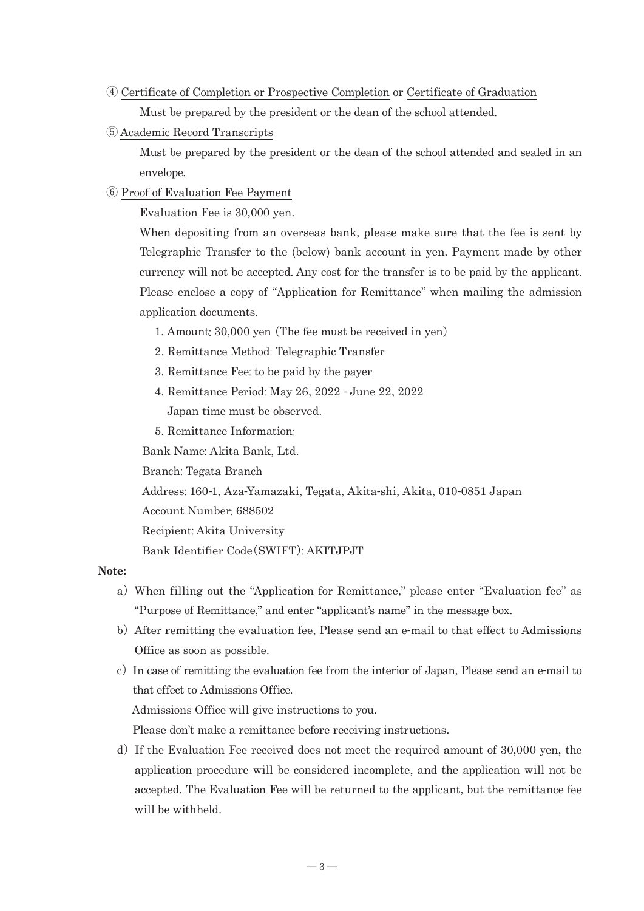④ Certificate of Completion or Prospective Completion or Certificate of Graduation

Must be prepared by the president or the dean of the school attended.

⑤ Academic Record Transcripts

Must be prepared by the president or the dean of the school attended and sealed in an envelope.

⑥ Proof of Evaluation Fee Payment

Evaluation Fee is 30,000 yen.

When depositing from an overseas bank, please make sure that the fee is sent by Telegraphic Transfer to the (below) bank account in yen. Payment made by other currency will not be accepted. Any cost for the transfer is to be paid by the applicant. Please enclose a copy of "Application for Remittance" when mailing the admission application documents.

1. Amount: 30,000 yen (The fee must be received in yen)
2. Remittance Method: Telegraphic Transfer
3. Remittance Fee: to be paid by the payer
4. Remittance Period: May 26, 2022 - June 22, 2022
   Japan time must be observed.
5. Remittance Information:

Bank Name: Akita Bank, Ltd.

Branch: Tegata Branch

Address: 160-1, Aza-Yamazaki, Tegata, Akita-shi, Akita, 010-0851 Japan

Account Number: 688502

Recipient: Akita University

Bank Identifier Code(SWIFT): AKITJPJT

**Note:**

a) When filling out the "Application for Remittance," please enter "Evaluation fee" as "Purpose of Remittance," and enter "applicant's name" in the message box.

b) After remitting the evaluation fee, Please send an e-mail to that effect to Admissions Office as soon as possible.

c) In case of remitting the evaluation fee from the interior of Japan, Please send an e-mail to that effect to Admissions Office.
Admissions Office will give instructions to you.
Please don't make a remittance before receiving instructions.

d) If the Evaluation Fee received does not meet the required amount of 30,000 yen, the application procedure will be considered incomplete, and the application will not be accepted. The Evaluation Fee will be returned to the applicant, but the remittance fee will be withheld.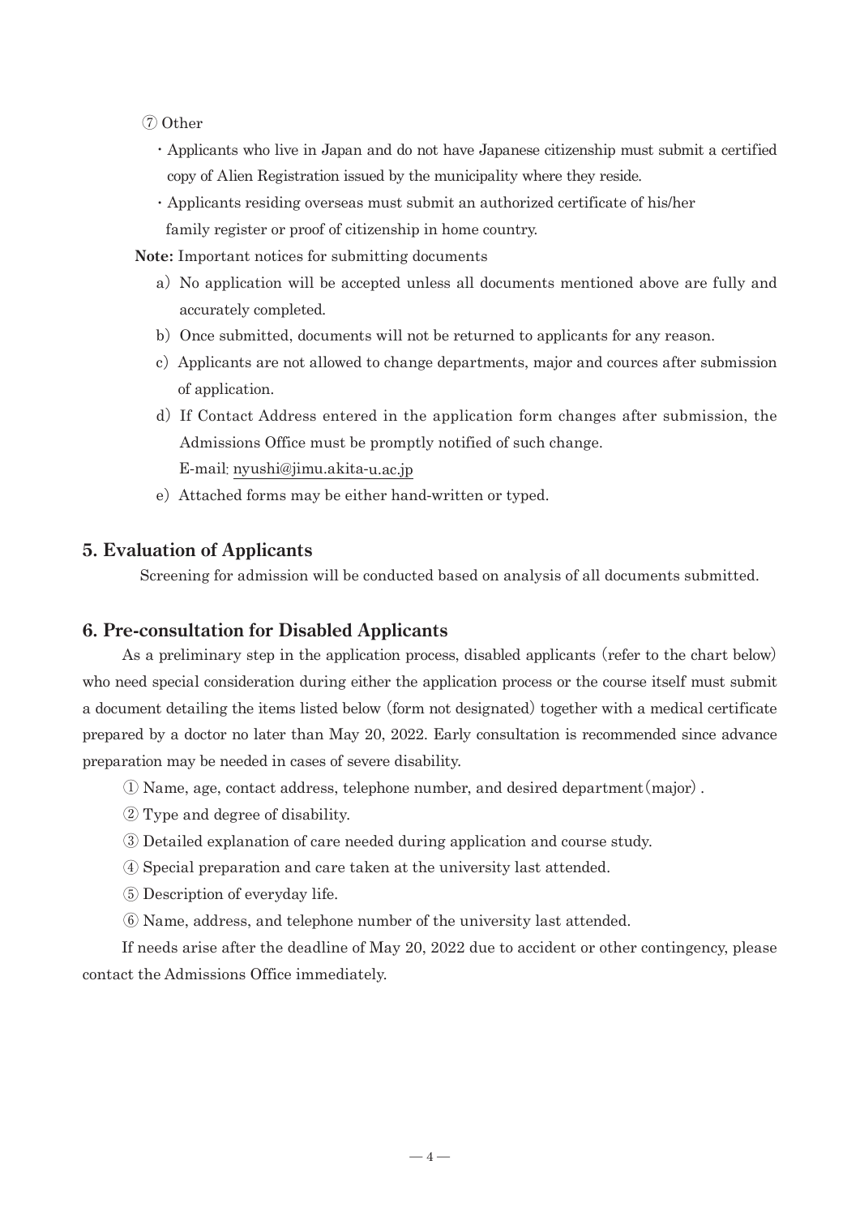⑦ Other

- Applicants who live in Japan and do not have Japanese citizenship must submit a certified copy of Alien Registration issued by the municipality where they reside.
- Applicants residing overseas must submit an authorized certificate of his/her family register or proof of citizenship in home country.

**Note:** Important notices for submitting documents

a) No application will be accepted unless all documents mentioned above are fully and accurately completed.

b) Once submitted, documents will not be returned to applicants for any reason.

c) Applicants are not allowed to change departments, major and cources after submission of application.

d) If Contact Address entered in the application form changes after submission, the Admissions Office must be promptly notified of such change.
E-mail: nyushi@jimu.akita-u.ac.jp

e) Attached forms may be either hand-written or typed.

## 5. Evaluation of Applicants

Screening for admission will be conducted based on analysis of all documents submitted.

## 6. Pre-consultation for Disabled Applicants

As a preliminary step in the application process, disabled applicants (refer to the chart below) who need special consideration during either the application process or the course itself must submit a document detailing the items listed below (form not designated) together with a medical certificate prepared by a doctor no later than May 20, 2022. Early consultation is recommended since advance preparation may be needed in cases of severe disability.

① Name, age, contact address, telephone number, and desired department(major).

② Type and degree of disability.

③ Detailed explanation of care needed during application and course study.

④ Special preparation and care taken at the university last attended.

⑤ Description of everyday life.

⑥ Name, address, and telephone number of the university last attended.

If needs arise after the deadline of May 20, 2022 due to accident or other contingency, please contact the Admissions Office immediately.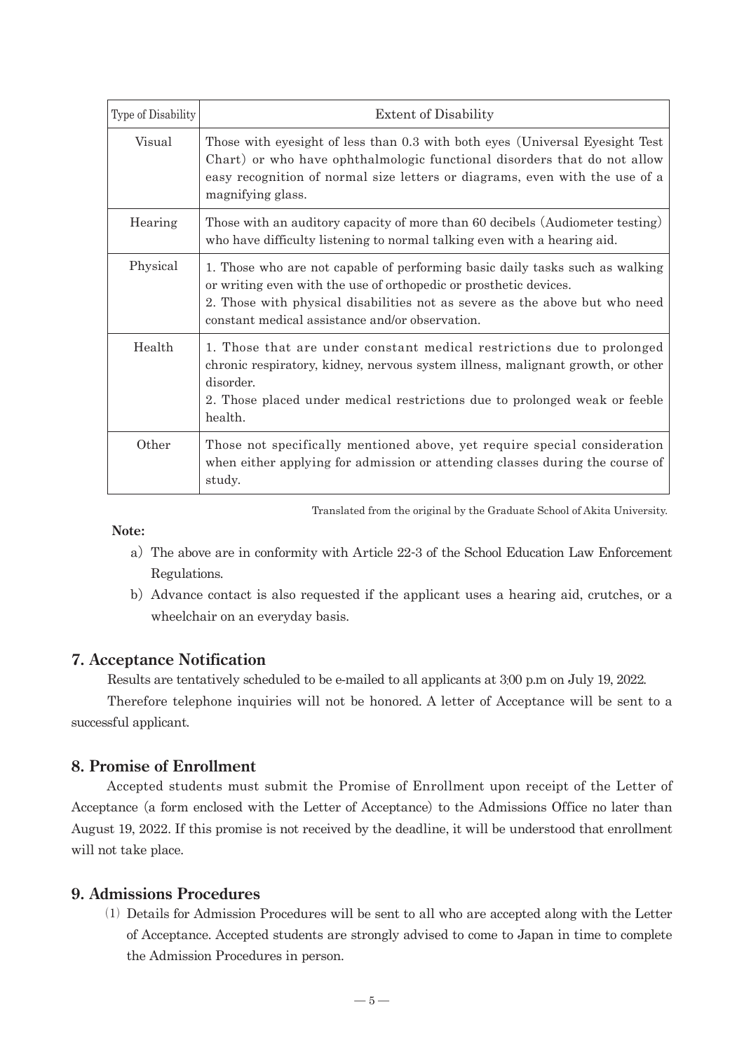| Type of Disability | Extent of Disability |
|---|---|
| Visual | Those with eyesight of less than 0.3 with both eyes (Universal Eyesight Test Chart) or who have ophthalmologic functional disorders that do not allow easy recognition of normal size letters or diagrams, even with the use of a magnifying glass. |
| Hearing | Those with an auditory capacity of more than 60 decibels (Audiometer testing) who have difficulty listening to normal talking even with a hearing aid. |
| Physical | 1. Those who are not capable of performing basic daily tasks such as walking or writing even with the use of orthopedic or prosthetic devices.<br>2. Those with physical disabilities not as severe as the above but who need constant medical assistance and/or observation. |
| Health | 1. Those that are under constant medical restrictions due to prolonged chronic respiratory, kidney, nervous system illness, malignant growth, or other disorder.<br>2. Those placed under medical restrictions due to prolonged weak or feeble health. |
| Other | Those not specifically mentioned above, yet require special consideration when either applying for admission or attending classes during the course of study. |

Translated from the original by the Graduate School of Akita University.

**Note:**

a) The above are in conformity with Article 22-3 of the School Education Law Enforcement Regulations.

b) Advance contact is also requested if the applicant uses a hearing aid, crutches, or a wheelchair on an everyday basis.

## 7. Acceptance Notification

Results are tentatively scheduled to be e-mailed to all applicants at 3:00 p.m on July 19, 2022.

Therefore telephone inquiries will not be honored. A letter of Acceptance will be sent to a successful applicant.

## 8. Promise of Enrollment

Accepted students must submit the Promise of Enrollment upon receipt of the Letter of Acceptance (a form enclosed with the Letter of Acceptance) to the Admissions Office no later than August 19, 2022. If this promise is not received by the deadline, it will be understood that enrollment will not take place.

## 9. Admissions Procedures

(1) Details for Admission Procedures will be sent to all who are accepted along with the Letter of Acceptance. Accepted students are strongly advised to come to Japan in time to complete the Admission Procedures in person.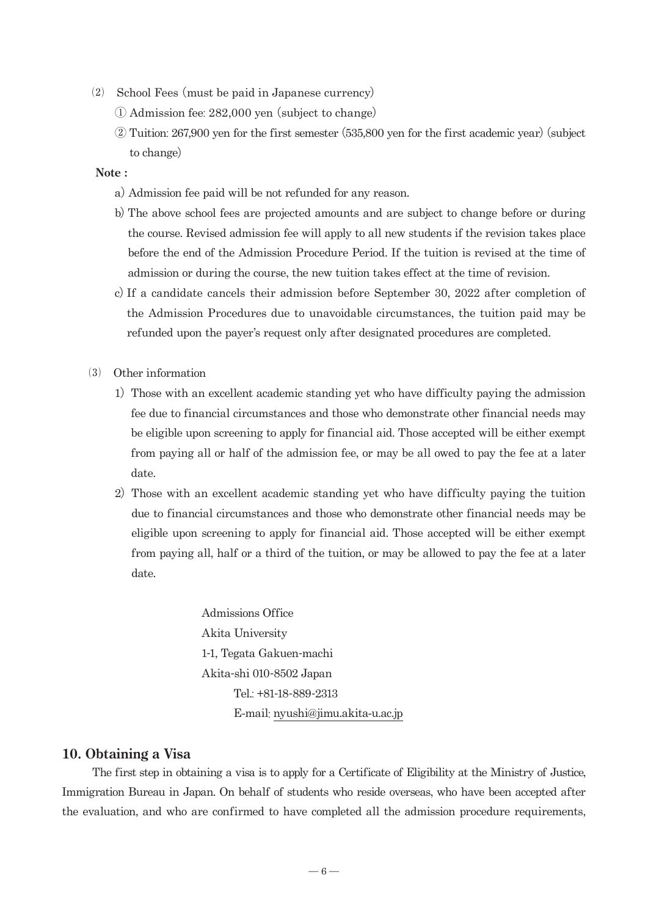(2) School Fees (must be paid in Japanese currency)

① Admission fee: 282,000 yen (subject to change)

② Tuition: 267,900 yen for the first semester (535,800 yen for the first academic year) (subject to change)

**Note :**

a) Admission fee paid will be not refunded for any reason.

b) The above school fees are projected amounts and are subject to change before or during the course. Revised admission fee will apply to all new students if the revision takes place before the end of the Admission Procedure Period. If the tuition is revised at the time of admission or during the course, the new tuition takes effect at the time of revision.

c) If a candidate cancels their admission before September 30, 2022 after completion of the Admission Procedures due to unavoidable circumstances, the tuition paid may be refunded upon the payer's request only after designated procedures are completed.

(3) Other information

1) Those with an excellent academic standing yet who have difficulty paying the admission fee due to financial circumstances and those who demonstrate other financial needs may be eligible upon screening to apply for financial aid. Those accepted will be either exempt from paying all or half of the admission fee, or may be all owed to pay the fee at a later date.

2) Those with an excellent academic standing yet who have difficulty paying the tuition due to financial circumstances and those who demonstrate other financial needs may be eligible upon screening to apply for financial aid. Those accepted will be either exempt from paying all, half or a third of the tuition, or may be allowed to pay the fee at a later date.

Admissions Office
Akita University
1-1, Tegata Gakuen-machi
Akita-shi 010-8502 Japan
Tel.: +81-18-889-2313
E-mail: nyushi@jimu.akita-u.ac.jp

## 10. Obtaining a Visa

The first step in obtaining a visa is to apply for a Certificate of Eligibility at the Ministry of Justice, Immigration Bureau in Japan. On behalf of students who reside overseas, who have been accepted after the evaluation, and who are confirmed to have completed all the admission procedure requirements,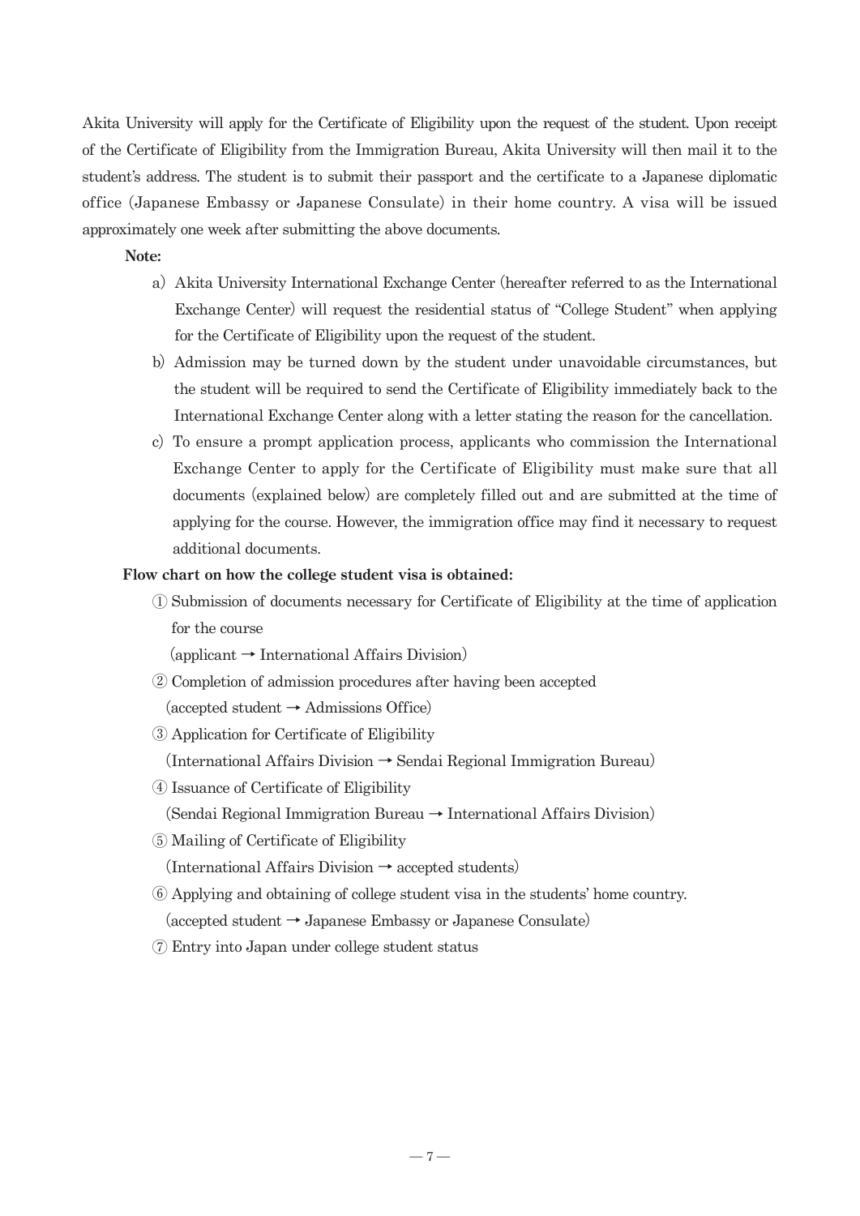Akita University will apply for the Certificate of Eligibility upon the request of the student. Upon receipt of the Certificate of Eligibility from the Immigration Bureau, Akita University will then mail it to the student's address. The student is to submit their passport and the certificate to a Japanese diplomatic office (Japanese Embassy or Japanese Consulate) in their home country. A visa will be issued approximately one week after submitting the above documents.

**Note:**

a) Akita University International Exchange Center (hereafter referred to as the International Exchange Center) will request the residential status of "College Student" when applying for the Certificate of Eligibility upon the request of the student.

b) Admission may be turned down by the student under unavoidable circumstances, but the student will be required to send the Certificate of Eligibility immediately back to the International Exchange Center along with a letter stating the reason for the cancellation.

c) To ensure a prompt application process, applicants who commission the International Exchange Center to apply for the Certificate of Eligibility must make sure that all documents (explained below) are completely filled out and are submitted at the time of applying for the course. However, the immigration office may find it necessary to request additional documents.

**Flow chart on how the college student visa is obtained:**

① Submission of documents necessary for Certificate of Eligibility at the time of application for the course
(applicant → International Affairs Division)

② Completion of admission procedures after having been accepted
(accepted student → Admissions Office)

③ Application for Certificate of Eligibility
(International Affairs Division → Sendai Regional Immigration Bureau)

④ Issuance of Certificate of Eligibility
(Sendai Regional Immigration Bureau → International Affairs Division)

⑤ Mailing of Certificate of Eligibility
(International Affairs Division → accepted students)

⑥ Applying and obtaining of college student visa in the students' home country.
(accepted student → Japanese Embassy or Japanese Consulate)

⑦ Entry into Japan under college student status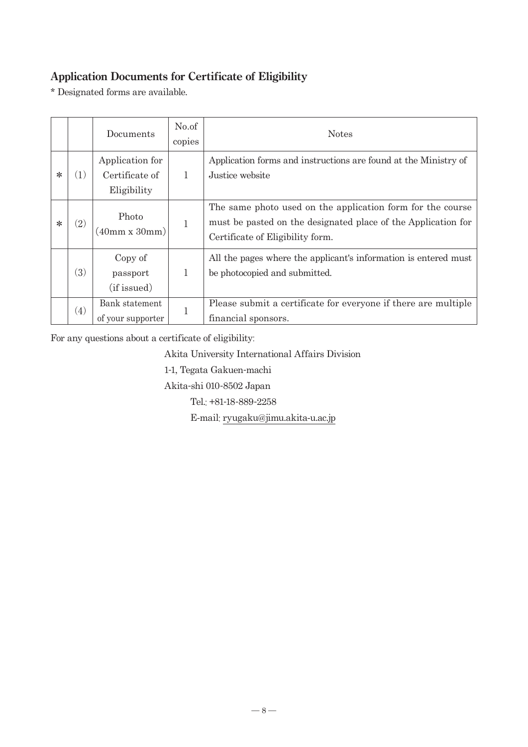## Application Documents for Certificate of Eligibility

* Designated forms are available.

| | | Documents | No.of copies | Notes |
|---|---|---|---|---|
| * | (1) | Application for Certificate of Eligibility | 1 | Application forms and instructions are found at the Ministry of Justice website |
| * | (2) | Photo (40mm x 30mm) | 1 | The same photo used on the application form for the course must be pasted on the designated place of the Application for Certificate of Eligibility form. |
| | (3) | Copy of passport (if issued) | 1 | All the pages where the applicant's information is entered must be photocopied and submitted. |
| | (4) | Bank statement of your supporter | 1 | Please submit a certificate for everyone if there are multiple financial sponsors. |

For any questions about a certificate of eligibility:

Akita University International Affairs Division
1-1, Tegata Gakuen-machi
Akita-shi 010-8502 Japan
Tel.: +81-18-889-2258
E-mail: ryugaku@jimu.akita-u.ac.jp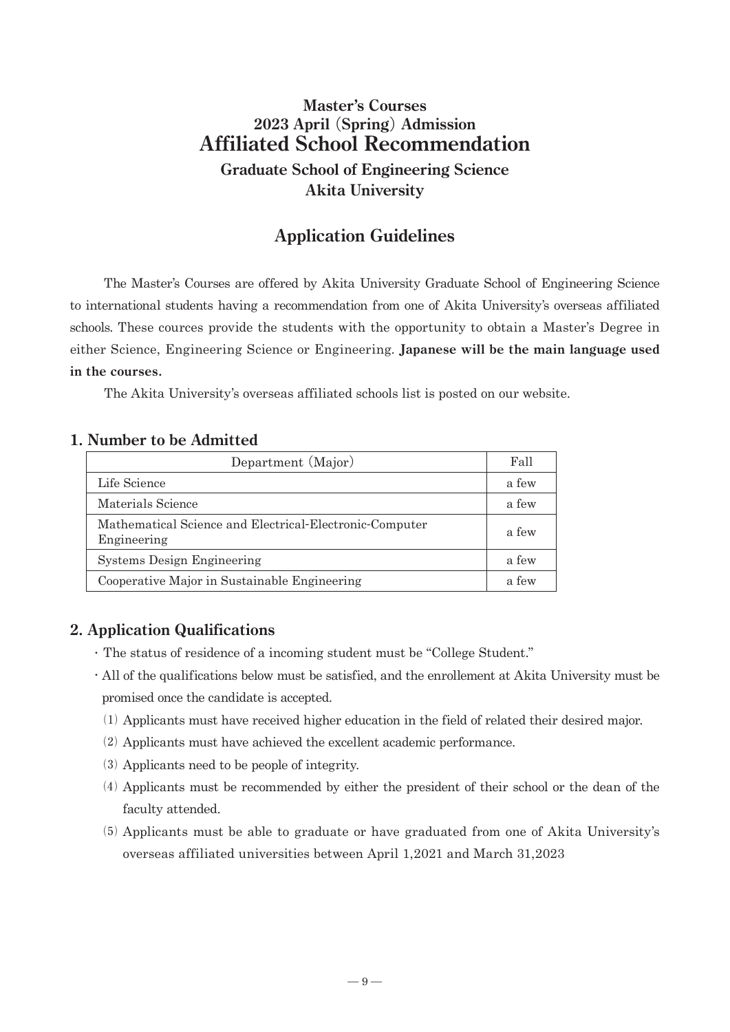# Master's Courses
## 2023 April (Spring) Admission
# Affiliated School Recommendation
## Graduate School of Engineering Science
## Akita University

## Application Guidelines

The Master's Courses are offered by Akita University Graduate School of Engineering Science to international students having a recommendation from one of Akita University's overseas affiliated schools. These cources provide the students with the opportunity to obtain a Master's Degree in either Science, Engineering Science or Engineering. **Japanese will be the main language used in the courses.**

The Akita University's overseas affiliated schools list is posted on our website.

### 1. Number to be Admitted

| Department (Major) | Fall |
|---|---|
| Life Science | a few |
| Materials Science | a few |
| Mathematical Science and Electrical-Electronic-Computer Engineering | a few |
| Systems Design Engineering | a few |
| Cooperative Major in Sustainable Engineering | a few |

### 2. Application Qualifications

- The status of residence of a incoming student must be "College Student."
- All of the qualifications below must be satisfied, and the enrollement at Akita University must be promised once the candidate is accepted.
  - (1) Applicants must have received higher education in the field of related their desired major.
  - (2) Applicants must have achieved the excellent academic performance.
  - (3) Applicants need to be people of integrity.
  - (4) Applicants must be recommended by either the president of their school or the dean of the faculty attended.
  - (5) Applicants must be able to graduate or have graduated from one of Akita University's overseas affiliated universities between April 1,2021 and March 31,2023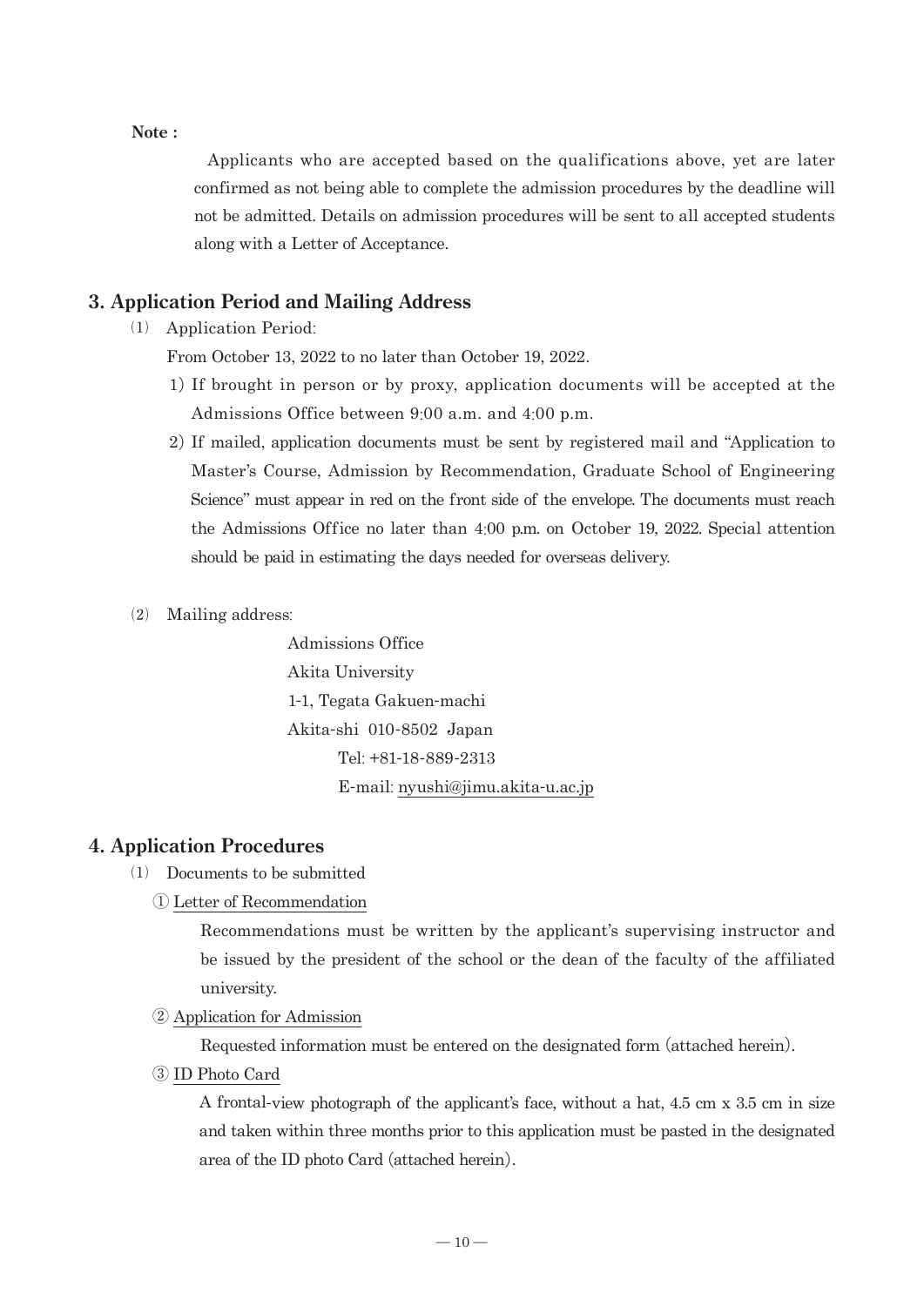**Note :**

Applicants who are accepted based on the qualifications above, yet are later confirmed as not being able to complete the admission procedures by the deadline will not be admitted. Details on admission procedures will be sent to all accepted students along with a Letter of Acceptance.

## 3. Application Period and Mailing Address

(1) Application Period:

From October 13, 2022 to no later than October 19, 2022.

1) If brought in person or by proxy, application documents will be accepted at the Admissions Office between 9:00 a.m. and 4:00 p.m.

2) If mailed, application documents must be sent by registered mail and "Application to Master's Course, Admission by Recommendation, Graduate School of Engineering Science" must appear in red on the front side of the envelope. The documents must reach the Admissions Office no later than 4:00 p.m. on October 19, 2022. Special attention should be paid in estimating the days needed for overseas delivery.

(2) Mailing address:

Admissions Office
Akita University
1-1, Tegata Gakuen-machi
Akita-shi 010-8502 Japan
Tel: +81-18-889-2313
E-mail: nyushi@jimu.akita-u.ac.jp

## 4. Application Procedures

(1) Documents to be submitted

① Letter of Recommendation

Recommendations must be written by the applicant's supervising instructor and be issued by the president of the school or the dean of the faculty of the affiliated university.

② Application for Admission

Requested information must be entered on the designated form (attached herein).

③ ID Photo Card

A frontal-view photograph of the applicant's face, without a hat, 4.5 cm x 3.5 cm in size and taken within three months prior to this application must be pasted in the designated area of the ID photo Card (attached herein).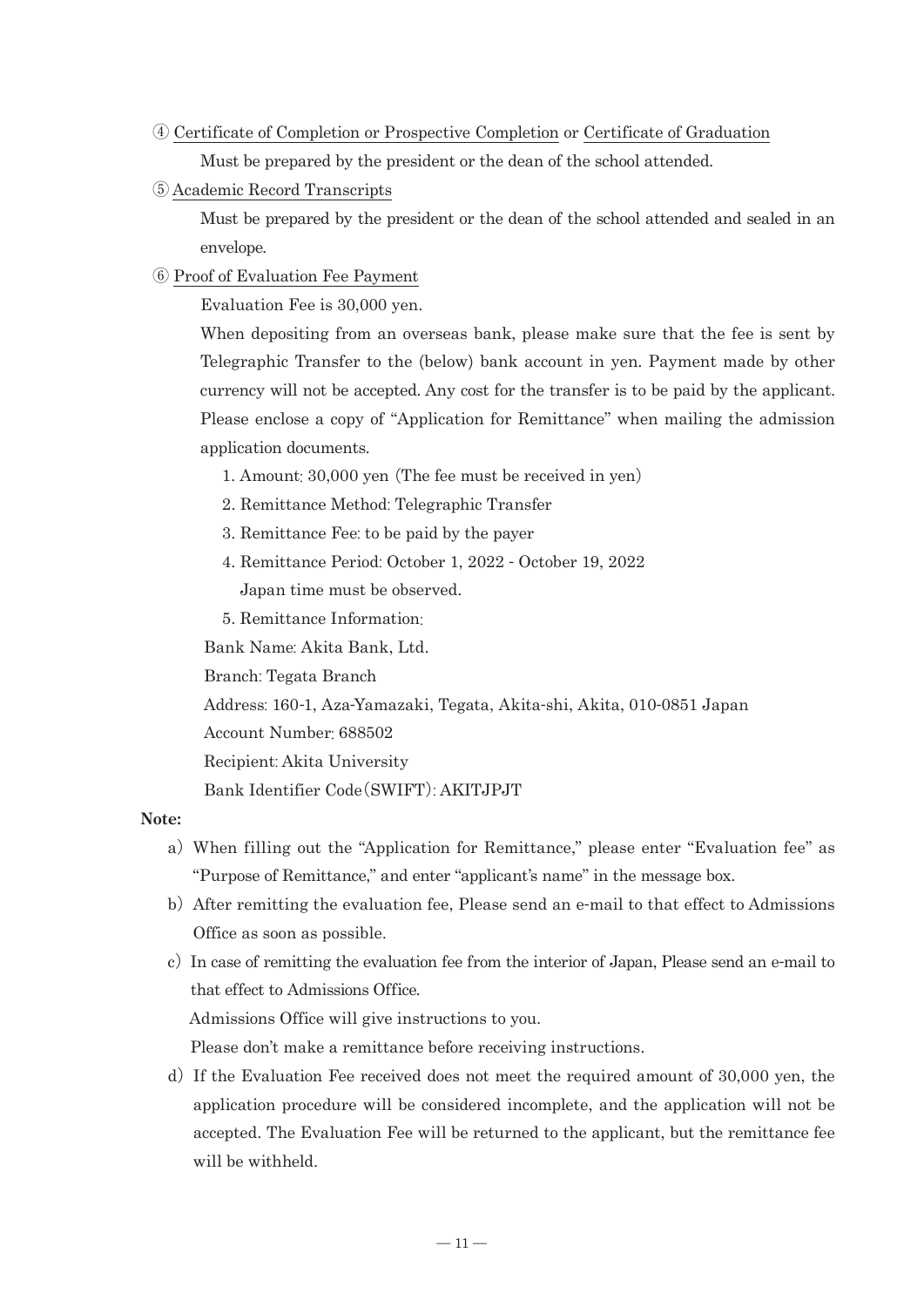④ Certificate of Completion or Prospective Completion or Certificate of Graduation

Must be prepared by the president or the dean of the school attended.

⑤ Academic Record Transcripts

Must be prepared by the president or the dean of the school attended and sealed in an envelope.

⑥ Proof of Evaluation Fee Payment

Evaluation Fee is 30,000 yen.

When depositing from an overseas bank, please make sure that the fee is sent by Telegraphic Transfer to the (below) bank account in yen. Payment made by other currency will not be accepted. Any cost for the transfer is to be paid by the applicant. Please enclose a copy of "Application for Remittance" when mailing the admission application documents.

1. Amount: 30,000 yen (The fee must be received in yen)
2. Remittance Method: Telegraphic Transfer
3. Remittance Fee: to be paid by the payer
4. Remittance Period: October 1, 2022 - October 19, 2022
   Japan time must be observed.
5. Remittance Information:

Bank Name: Akita Bank, Ltd.

Branch: Tegata Branch

Address: 160-1, Aza-Yamazaki, Tegata, Akita-shi, Akita, 010-0851 Japan

Account Number: 688502

Recipient: Akita University

Bank Identifier Code (SWIFT): AKITJPJT

**Note:**

a) When filling out the "Application for Remittance," please enter "Evaluation fee" as "Purpose of Remittance," and enter "applicant's name" in the message box.

b) After remitting the evaluation fee, Please send an e-mail to that effect to Admissions Office as soon as possible.

c) In case of remitting the evaluation fee from the interior of Japan, Please send an e-mail to that effect to Admissions Office.
Admissions Office will give instructions to you.
Please don't make a remittance before receiving instructions.

d) If the Evaluation Fee received does not meet the required amount of 30,000 yen, the application procedure will be considered incomplete, and the application will not be accepted. The Evaluation Fee will be returned to the applicant, but the remittance fee will be withheld.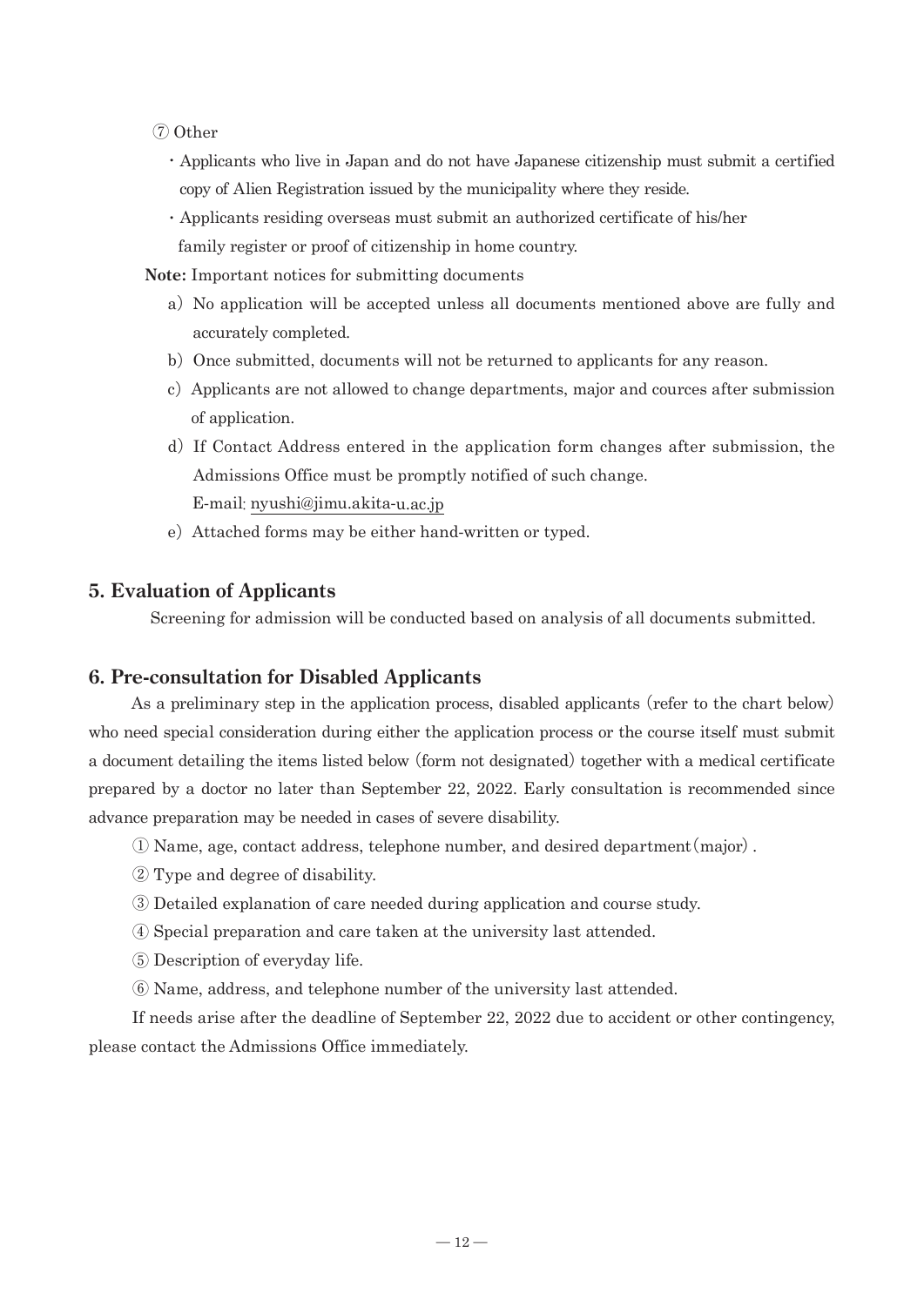⑦ Other

- Applicants who live in Japan and do not have Japanese citizenship must submit a certified copy of Alien Registration issued by the municipality where they reside.
- Applicants residing overseas must submit an authorized certificate of his/her family register or proof of citizenship in home country.

**Note:** Important notices for submitting documents

a) No application will be accepted unless all documents mentioned above are fully and accurately completed.

b) Once submitted, documents will not be returned to applicants for any reason.

c) Applicants are not allowed to change departments, major and cources after submission of application.

d) If Contact Address entered in the application form changes after submission, the Admissions Office must be promptly notified of such change.
E-mail: nyushi@jimu.akita-u.ac.jp

e) Attached forms may be either hand-written or typed.

## 5. Evaluation of Applicants

Screening for admission will be conducted based on analysis of all documents submitted.

## 6. Pre-consultation for Disabled Applicants

As a preliminary step in the application process, disabled applicants (refer to the chart below) who need special consideration during either the application process or the course itself must submit a document detailing the items listed below (form not designated) together with a medical certificate prepared by a doctor no later than September 22, 2022. Early consultation is recommended since advance preparation may be needed in cases of severe disability.

① Name, age, contact address, telephone number, and desired department (major).

② Type and degree of disability.

③ Detailed explanation of care needed during application and course study.

④ Special preparation and care taken at the university last attended.

⑤ Description of everyday life.

⑥ Name, address, and telephone number of the university last attended.

If needs arise after the deadline of September 22, 2022 due to accident or other contingency, please contact the Admissions Office immediately.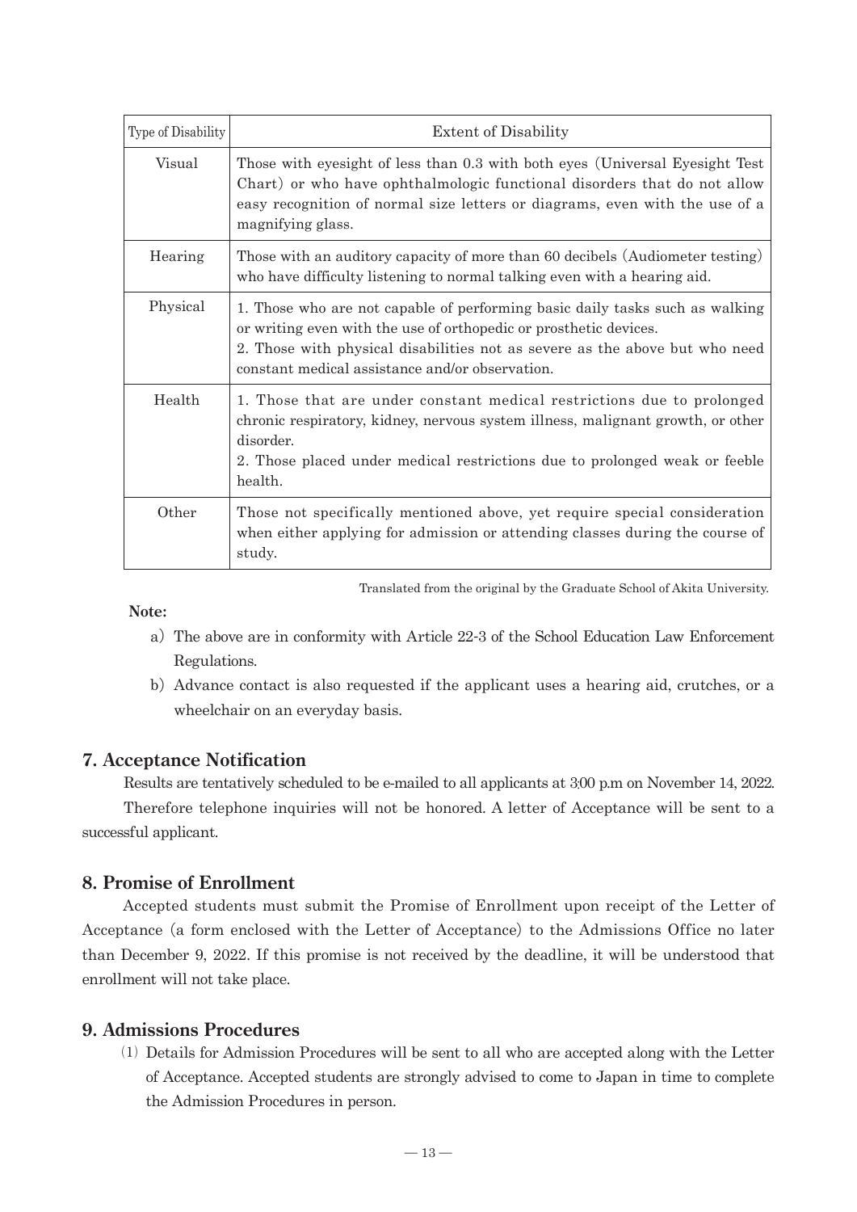| Type of Disability | Extent of Disability |
|---|---|
| Visual | Those with eyesight of less than 0.3 with both eyes (Universal Eyesight Test Chart) or who have ophthalmologic functional disorders that do not allow easy recognition of normal size letters or diagrams, even with the use of a magnifying glass. |
| Hearing | Those with an auditory capacity of more than 60 decibels (Audiometer testing) who have difficulty listening to normal talking even with a hearing aid. |
| Physical | 1. Those who are not capable of performing basic daily tasks such as walking or writing even with the use of orthopedic or prosthetic devices.<br>2. Those with physical disabilities not as severe as the above but who need constant medical assistance and/or observation. |
| Health | 1. Those that are under constant medical restrictions due to prolonged chronic respiratory, kidney, nervous system illness, malignant growth, or other disorder.<br>2. Those placed under medical restrictions due to prolonged weak or feeble health. |
| Other | Those not specifically mentioned above, yet require special consideration when either applying for admission or attending classes during the course of study. |

Translated from the original by the Graduate School of Akita University.

**Note:**

a) The above are in conformity with Article 22-3 of the School Education Law Enforcement Regulations.

b) Advance contact is also requested if the applicant uses a hearing aid, crutches, or a wheelchair on an everyday basis.

## 7. Acceptance Notification

Results are tentatively scheduled to be e-mailed to all applicants at 3:00 p.m on November 14, 2022.

Therefore telephone inquiries will not be honored. A letter of Acceptance will be sent to a successful applicant.

## 8. Promise of Enrollment

Accepted students must submit the Promise of Enrollment upon receipt of the Letter of Acceptance (a form enclosed with the Letter of Acceptance) to the Admissions Office no later than December 9, 2022. If this promise is not received by the deadline, it will be understood that enrollment will not take place.

## 9. Admissions Procedures

(1) Details for Admission Procedures will be sent to all who are accepted along with the Letter of Acceptance. Accepted students are strongly advised to come to Japan in time to complete the Admission Procedures in person.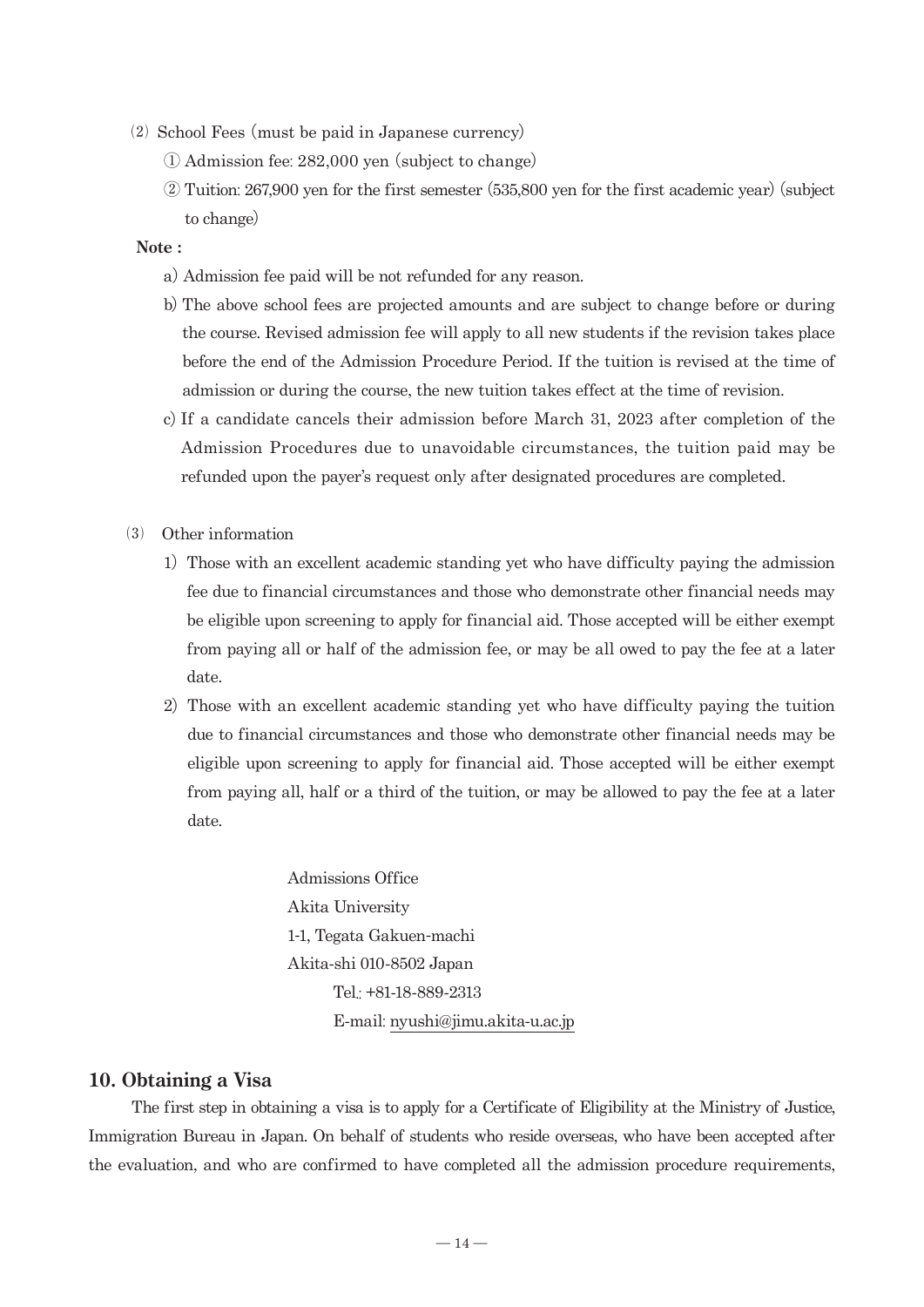(2) School Fees (must be paid in Japanese currency)

① Admission fee: 282,000 yen (subject to change)

② Tuition: 267,900 yen for the first semester (535,800 yen for the first academic year) (subject to change)

**Note :**

a) Admission fee paid will be not refunded for any reason.

b) The above school fees are projected amounts and are subject to change before or during the course. Revised admission fee will apply to all new students if the revision takes place before the end of the Admission Procedure Period. If the tuition is revised at the time of admission or during the course, the new tuition takes effect at the time of revision.

c) If a candidate cancels their admission before March 31, 2023 after completion of the Admission Procedures due to unavoidable circumstances, the tuition paid may be refunded upon the payer's request only after designated procedures are completed.

(3) Other information

1) Those with an excellent academic standing yet who have difficulty paying the admission fee due to financial circumstances and those who demonstrate other financial needs may be eligible upon screening to apply for financial aid. Those accepted will be either exempt from paying all or half of the admission fee, or may be all owed to pay the fee at a later date.

2) Those with an excellent academic standing yet who have difficulty paying the tuition due to financial circumstances and those who demonstrate other financial needs may be eligible upon screening to apply for financial aid. Those accepted will be either exempt from paying all, half or a third of the tuition, or may be allowed to pay the fee at a later date.

Admissions Office
Akita University
1-1, Tegata Gakuen-machi
Akita-shi 010-8502 Japan
Tel.: +81-18-889-2313
E-mail: nyushi@jimu.akita-u.ac.jp

## 10. Obtaining a Visa

The first step in obtaining a visa is to apply for a Certificate of Eligibility at the Ministry of Justice, Immigration Bureau in Japan. On behalf of students who reside overseas, who have been accepted after the evaluation, and who are confirmed to have completed all the admission procedure requirements,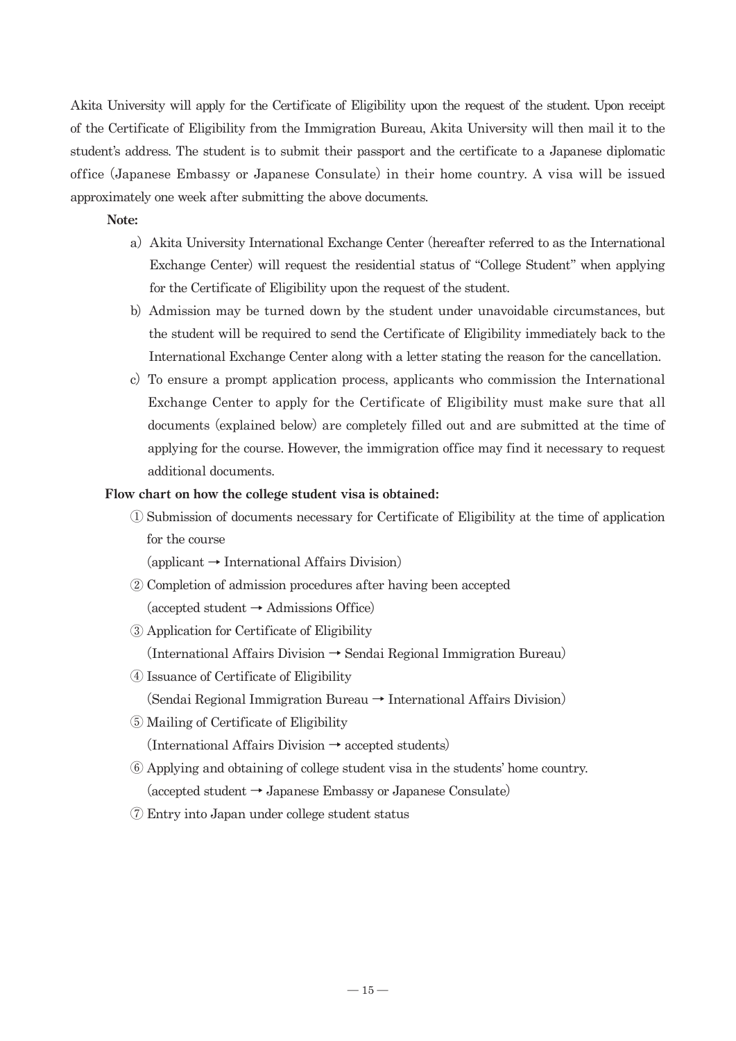Akita University will apply for the Certificate of Eligibility upon the request of the student. Upon receipt of the Certificate of Eligibility from the Immigration Bureau, Akita University will then mail it to the student's address. The student is to submit their passport and the certificate to a Japanese diplomatic office (Japanese Embassy or Japanese Consulate) in their home country. A visa will be issued approximately one week after submitting the above documents.

**Note:**

a) Akita University International Exchange Center (hereafter referred to as the International Exchange Center) will request the residential status of "College Student" when applying for the Certificate of Eligibility upon the request of the student.

b) Admission may be turned down by the student under unavoidable circumstances, but the student will be required to send the Certificate of Eligibility immediately back to the International Exchange Center along with a letter stating the reason for the cancellation.

c) To ensure a prompt application process, applicants who commission the International Exchange Center to apply for the Certificate of Eligibility must make sure that all documents (explained below) are completely filled out and are submitted at the time of applying for the course. However, the immigration office may find it necessary to request additional documents.

**Flow chart on how the college student visa is obtained:**

① Submission of documents necessary for Certificate of Eligibility at the time of application for the course
(applicant → International Affairs Division)

② Completion of admission procedures after having been accepted
(accepted student → Admissions Office)

③ Application for Certificate of Eligibility
(International Affairs Division → Sendai Regional Immigration Bureau)

④ Issuance of Certificate of Eligibility
(Sendai Regional Immigration Bureau → International Affairs Division)

⑤ Mailing of Certificate of Eligibility
(International Affairs Division → accepted students)

⑥ Applying and obtaining of college student visa in the students' home country.
(accepted student → Japanese Embassy or Japanese Consulate)

⑦ Entry into Japan under college student status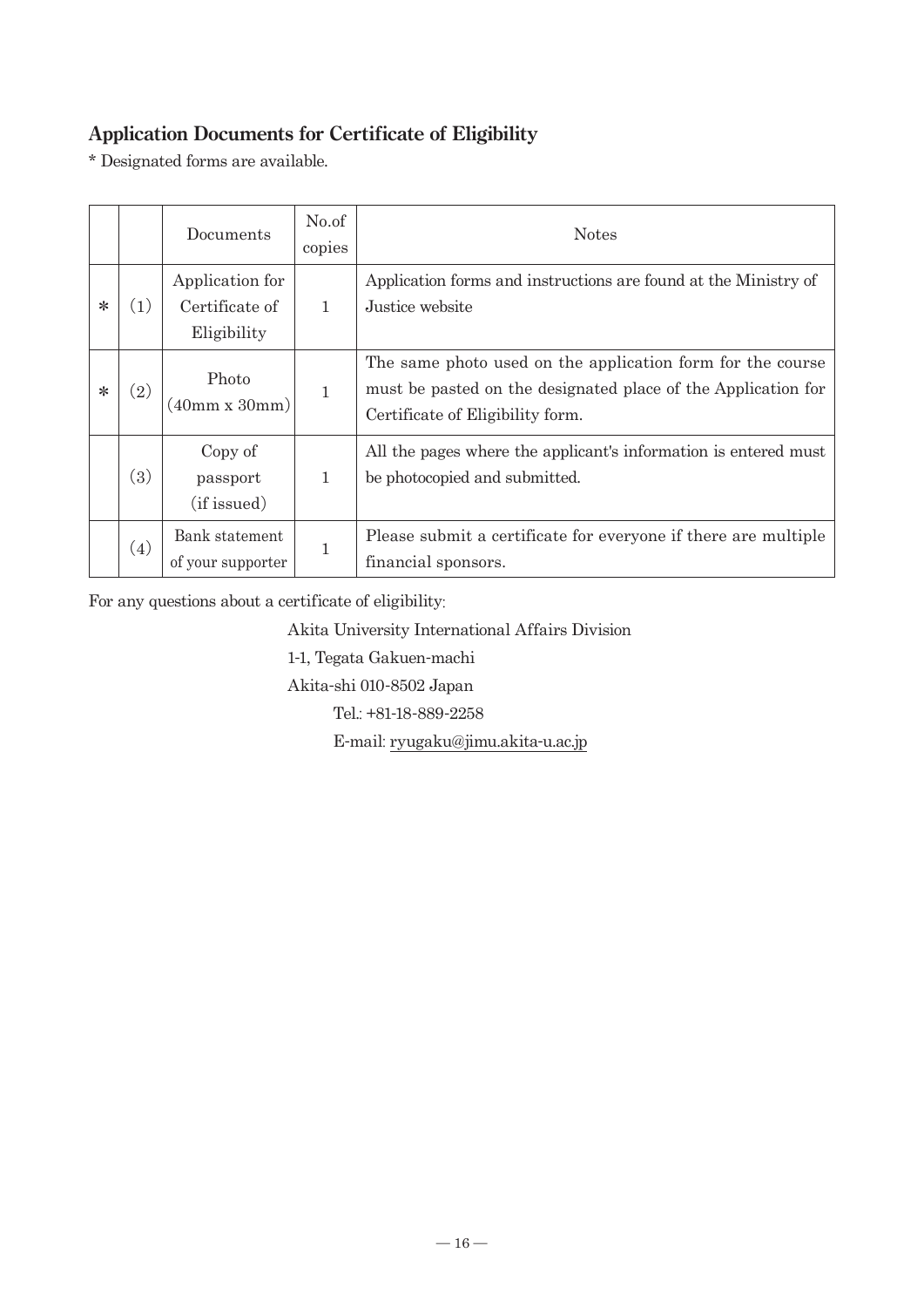## Application Documents for Certificate of Eligibility

\* Designated forms are available.

| | | Documents | No.of copies | Notes |
|---|---|---|---|---|
| * | (1) | Application for Certificate of Eligibility | 1 | Application forms and instructions are found at the Ministry of Justice website |
| * | (2) | Photo (40mm x 30mm) | 1 | The same photo used on the application form for the course must be pasted on the designated place of the Application for Certificate of Eligibility form. |
| | (3) | Copy of passport (if issued) | 1 | All the pages where the applicant's information is entered must be photocopied and submitted. |
| | (4) | Bank statement of your supporter | 1 | Please submit a certificate for everyone if there are multiple financial sponsors. |

For any questions about a certificate of eligibility:

Akita University International Affairs Division
1-1, Tegata Gakuen-machi
Akita-shi 010-8502 Japan
Tel.: +81-18-889-2258
E-mail: ryugaku@jimu.akita-u.ac.jp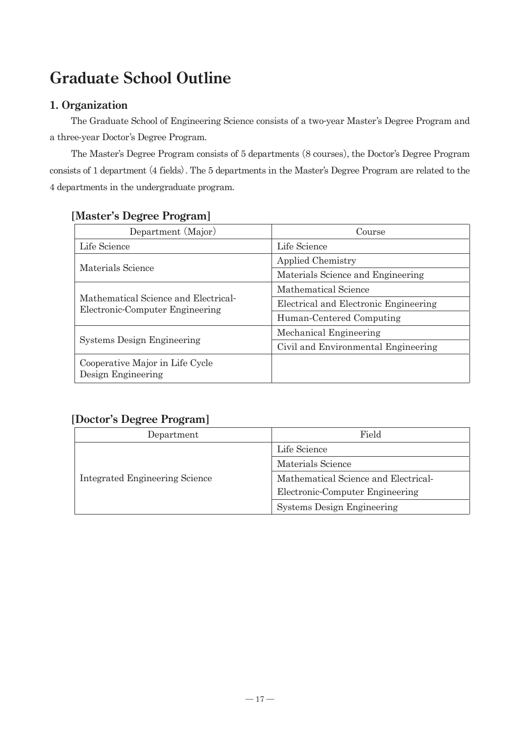# Graduate School Outline

## 1. Organization

The Graduate School of Engineering Science consists of a two-year Master's Degree Program and a three-year Doctor's Degree Program.

The Master's Degree Program consists of 5 departments (8 courses), the Doctor's Degree Program consists of 1 department (4 fields). The 5 departments in the Master's Degree Program are related to the 4 departments in the undergraduate program.

### [Master's Degree Program]

| Department (Major) | Course |
|---|---|
| Life Science | Life Science |
| Materials Science | Applied Chemistry |
| | Materials Science and Engineering |
| Mathematical Science and Electrical-Electronic-Computer Engineering | Mathematical Science |
| | Electrical and Electronic Engineering |
| | Human-Centered Computing |
| Systems Design Engineering | Mechanical Engineering |
| | Civil and Environmental Engineering |
| Cooperative Major in Life Cycle Design Engineering | |

### [Doctor's Degree Program]

| Department | Field |
|---|---|
| Integrated Engineering Science | Life Science |
| | Materials Science |
| | Mathematical Science and Electrical-Electronic-Computer Engineering |
| | Systems Design Engineering |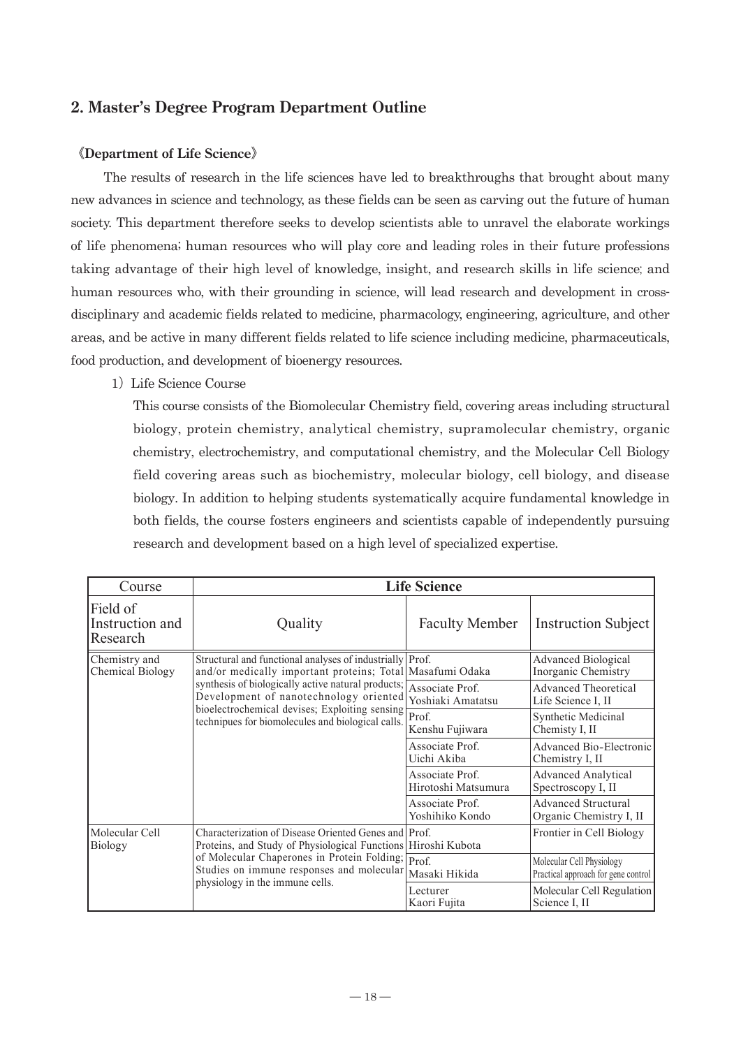## 2. Master's Degree Program Department Outline

**《Department of Life Science》**

The results of research in the life sciences have led to breakthroughs that brought about many new advances in science and technology, as these fields can be seen as carving out the future of human society. This department therefore seeks to develop scientists able to unravel the elaborate workings of life phenomena; human resources who will play core and leading roles in their future professions taking advantage of their high level of knowledge, insight, and research skills in life science; and human resources who, with their grounding in science, will lead research and development in cross-disciplinary and academic fields related to medicine, pharmacology, engineering, agriculture, and other areas, and be active in many different fields related to life science including medicine, pharmaceuticals, food production, and development of bioenergy resources.

1) Life Science Course

This course consists of the Biomolecular Chemistry field, covering areas including structural biology, protein chemistry, analytical chemistry, supramolecular chemistry, organic chemistry, electrochemistry, and computational chemistry, and the Molecular Cell Biology field covering areas such as biochemistry, molecular biology, cell biology, and disease biology. In addition to helping students systematically acquire fundamental knowledge in both fields, the course fosters engineers and scientists capable of independently pursuing research and development based on a high level of specialized expertise.

| Course | **Life Science** | | |
|---|---|---|---|
| Field of Instruction and Research | Quality | Faculty Member | Instruction Subject |
| Chemistry and Chemical Biology | Structural and functional analyses of industrially and/or medically important proteins; Total synthesis of biologically active natural products; Development of nanotechnology oriented bioelectrochemical devises; Exploiting sensing technipues for biomolecules and biological calls. | Prof. Masafumi Odaka | Advanced Biological Inorganic Chemistry |
| | | Associate Prof. Yoshiaki Amatatsu | Advanced Theoretical Life Science I, II |
| | | Prof. Kenshu Fujiwara | Synthetic Medicinal Chemisty I, II |
| | | Associate Prof. Uichi Akiba | Advanced Bio-Electronic Chemistry I, II |
| | | Associate Prof. Hirotoshi Matsumura | Advanced Analytical Spectroscopy I, II |
| | | Associate Prof. Yoshihiko Kondo | Advanced Structural Organic Chemistry I, II |
| Molecular Cell Biology | Characterization of Disease Oriented Genes and Proteins, and Study of Physiological Functions of Molecular Chaperones in Protein Folding; Studies on immune responses and molecular physiology in the immune cells. | Prof. Hiroshi Kubota | Frontier in Cell Biology |
| | | Prof. Masaki Hikida | Molecular Cell Physiology Practical approach for gene control |
| | | Lecturer Kaori Fujita | Molecular Cell Regulation Science I, II |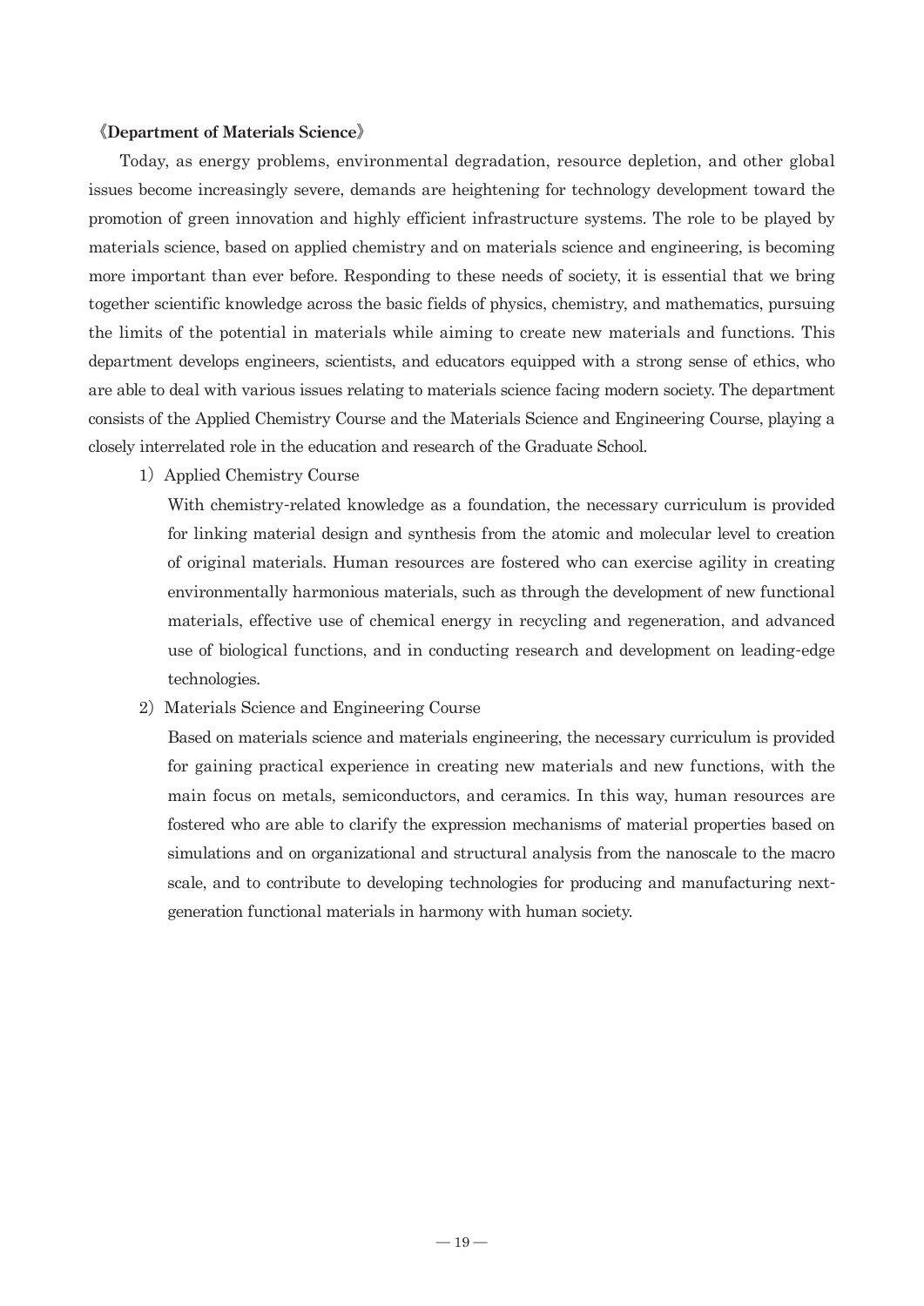## 《Department of Materials Science》

Today, as energy problems, environmental degradation, resource depletion, and other global issues become increasingly severe, demands are heightening for technology development toward the promotion of green innovation and highly efficient infrastructure systems. The role to be played by materials science, based on applied chemistry and on materials science and engineering, is becoming more important than ever before. Responding to these needs of society, it is essential that we bring together scientific knowledge across the basic fields of physics, chemistry, and mathematics, pursuing the limits of the potential in materials while aiming to create new materials and functions. This department develops engineers, scientists, and educators equipped with a strong sense of ethics, who are able to deal with various issues relating to materials science facing modern society. The department consists of the Applied Chemistry Course and the Materials Science and Engineering Course, playing a closely interrelated role in the education and research of the Graduate School.

1）Applied Chemistry Course

With chemistry-related knowledge as a foundation, the necessary curriculum is provided for linking material design and synthesis from the atomic and molecular level to creation of original materials. Human resources are fostered who can exercise agility in creating environmentally harmonious materials, such as through the development of new functional materials, effective use of chemical energy in recycling and regeneration, and advanced use of biological functions, and in conducting research and development on leading-edge technologies.

2）Materials Science and Engineering Course

Based on materials science and materials engineering, the necessary curriculum is provided for gaining practical experience in creating new materials and new functions, with the main focus on metals, semiconductors, and ceramics. In this way, human resources are fostered who are able to clarify the expression mechanisms of material properties based on simulations and on organizational and structural analysis from the nanoscale to the macro scale, and to contribute to developing technologies for producing and manufacturing next-generation functional materials in harmony with human society.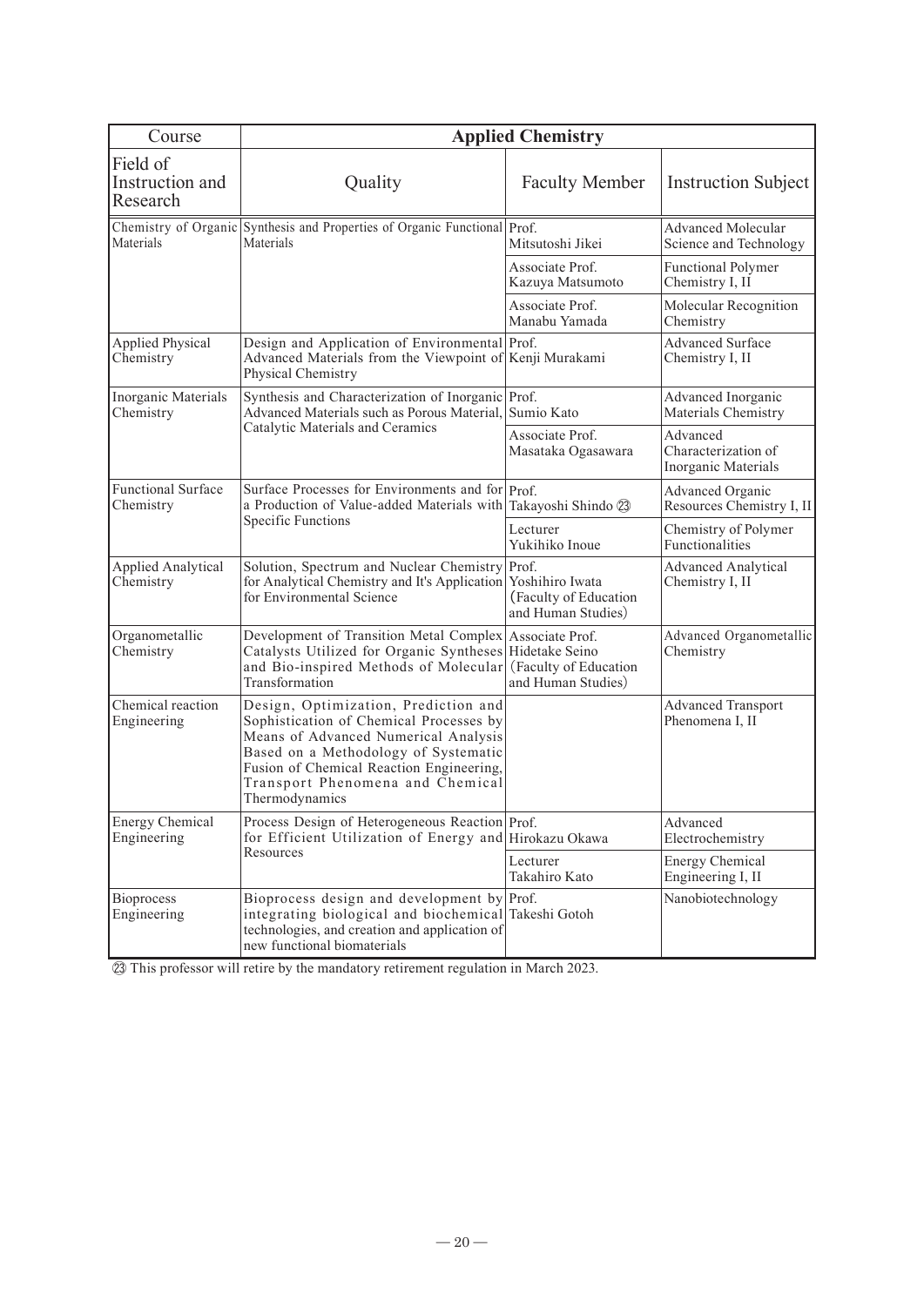| Course | Applied Chemistry | | |
|---|---|---|---|
| Field of Instruction and Research | Quality | Faculty Member | Instruction Subject |
| Chemistry of Organic Materials | Synthesis and Properties of Organic Functional Materials | Prof. Mitsutoshi Jikei | Advanced Molecular Science and Technology |
| | | Associate Prof. Kazuya Matsumoto | Functional Polymer Chemistry I, II |
| | | Associate Prof. Manabu Yamada | Molecular Recognition Chemistry |
| Applied Physical Chemistry | Design and Application of Environmental Advanced Materials from the Viewpoint of Physical Chemistry | Prof. Kenji Murakami | Advanced Surface Chemistry I, II |
| Inorganic Materials Chemistry | Synthesis and Characterization of Inorganic Advanced Materials such as Porous Material, Catalytic Materials and Ceramics | Prof. Sumio Kato | Advanced Inorganic Materials Chemistry |
| | | Associate Prof. Masataka Ogasawara | Advanced Characterization of Inorganic Materials |
| Functional Surface Chemistry | Surface Processes for Environments and for a Production of Value-added Materials with Specific Functions | Prof. Takayoshi Shindo ㉓ | Advanced Organic Resources Chemistry I, II |
| | | Lecturer Yukihiko Inoue | Chemistry of Polymer Functionalities |
| Applied Analytical Chemistry | Solution, Spectrum and Nuclear Chemistry for Analytical Chemistry and It's Application for Environmental Science | Prof. Yoshihiro Iwata (Faculty of Education and Human Studies) | Advanced Analytical Chemistry I, II |
| Organometallic Chemistry | Development of Transition Metal Complex Catalysts Utilized for Organic Syntheses and Bio-inspired Methods of Molecular Transformation | Associate Prof. Hidetake Seino (Faculty of Education and Human Studies) | Advanced Organometallic Chemistry |
| Chemical reaction Engineering | Design, Optimization, Prediction and Sophistication of Chemical Processes by Means of Advanced Numerical Analysis Based on a Methodology of Systematic Fusion of Chemical Reaction Engineering, Transport Phenomena and Chemical Thermodynamics | | Advanced Transport Phenomena I, II |
| Energy Chemical Engineering | Process Design of Heterogeneous Reaction for Efficient Utilization of Energy and Resources | Prof. Hirokazu Okawa | Advanced Electrochemistry |
| | | Lecturer Takahiro Kato | Energy Chemical Engineering I, II |
| Bioprocess Engineering | Bioprocess design and development by integrating biological and biochemical technologies, and creation and application of new functional biomaterials | Prof. Takeshi Gotoh | Nanobiotechnology |

㉓ This professor will retire by the mandatory retirement regulation in March 2023.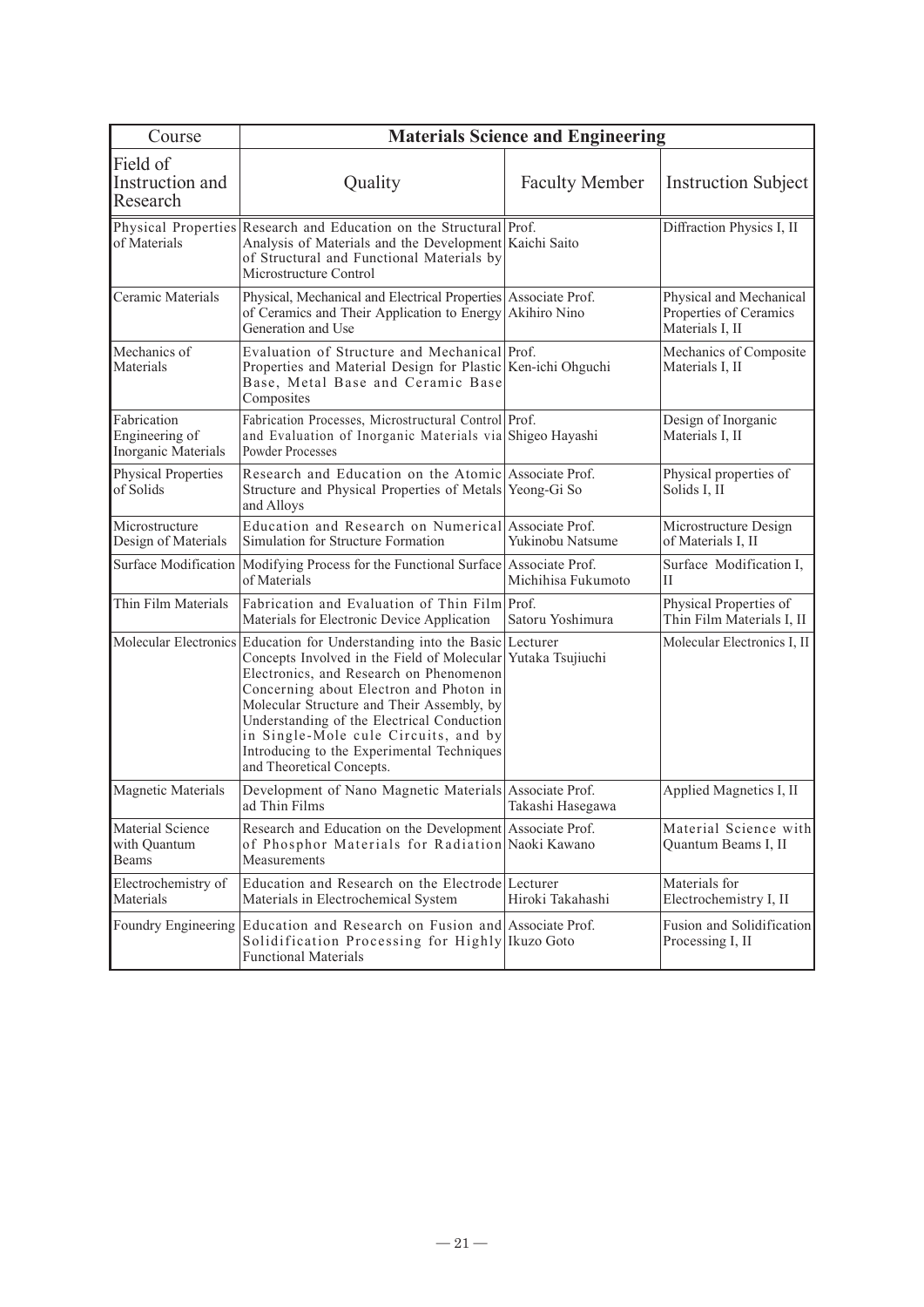| Course | Materials Science and Engineering | | |
|---|---|---|---|
| Field of Instruction and Research | Quality | Faculty Member | Instruction Subject |
| Physical Properties of Materials | Research and Education on the Structural Analysis of Materials and the Development of Structural and Functional Materials by Microstructure Control | Prof. Kaichi Saito | Diffraction Physics I, II |
| Ceramic Materials | Physical, Mechanical and Electrical Properties of Ceramics and Their Application to Energy Generation and Use | Associate Prof. Akihiro Nino | Physical and Mechanical Properties of Ceramics Materials I, II |
| Mechanics of Materials | Evaluation of Structure and Mechanical Properties and Material Design for Plastic Base, Metal Base and Ceramic Base Composites | Prof. Ken-ichi Ohguchi | Mechanics of Composite Materials I, II |
| Fabrication Engineering of Inorganic Materials | Fabrication Processes, Microstructural Control and Evaluation of Inorganic Materials via Powder Processes | Prof. Shigeo Hayashi | Design of Inorganic Materials I, II |
| Physical Properties of Solids | Research and Education on the Atomic Structure and Physical Properties of Metals and Alloys | Associate Prof. Yeong-Gi So | Physical properties of Solids I, II |
| Microstructure Design of Materials | Education and Research on Numerical Simulation for Structure Formation | Associate Prof. Yukinobu Natsume | Microstructure Design of Materials I, II |
| Surface Modification | Modifying Process for the Functional Surface of Materials | Associate Prof. Michihisa Fukumoto | Surface Modification I, II |
| Thin Film Materials | Fabrication and Evaluation of Thin Film Materials for Electronic Device Application | Prof. Satoru Yoshimura | Physical Properties of Thin Film Materials I, II |
| Molecular Electronics | Education for Understanding into the Basic Concepts Involved in the Field of Molecular Electronics, and Research on Phenomenon Concerning about Electron and Photon in Molecular Structure and Their Assembly, by Understanding of the Electrical Conduction in Single-Mole cule Circuits, and by Introducing to the Experimental Techniques and Theoretical Concepts. | Lecturer Yutaka Tsujiuchi | Molecular Electronics I, II |
| Magnetic Materials | Development of Nano Magnetic Materials ad Thin Films | Associate Prof. Takashi Hasegawa | Applied Magnetics I, II |
| Material Science with Quantum Beams | Research and Education on the Development of Phosphor Materials for Radiation Measurements | Associate Prof. Naoki Kawano | Material Science with Quantum Beams I, II |
| Electrochemistry of Materials | Education and Research on the Electrode Materials in Electrochemical System | Lecturer Hiroki Takahashi | Materials for Electrochemistry I, II |
| Foundry Engineering | Education and Research on Fusion and Solidification Processing for Highly Functional Materials | Associate Prof. Ikuzo Goto | Fusion and Solidification Processing I, II |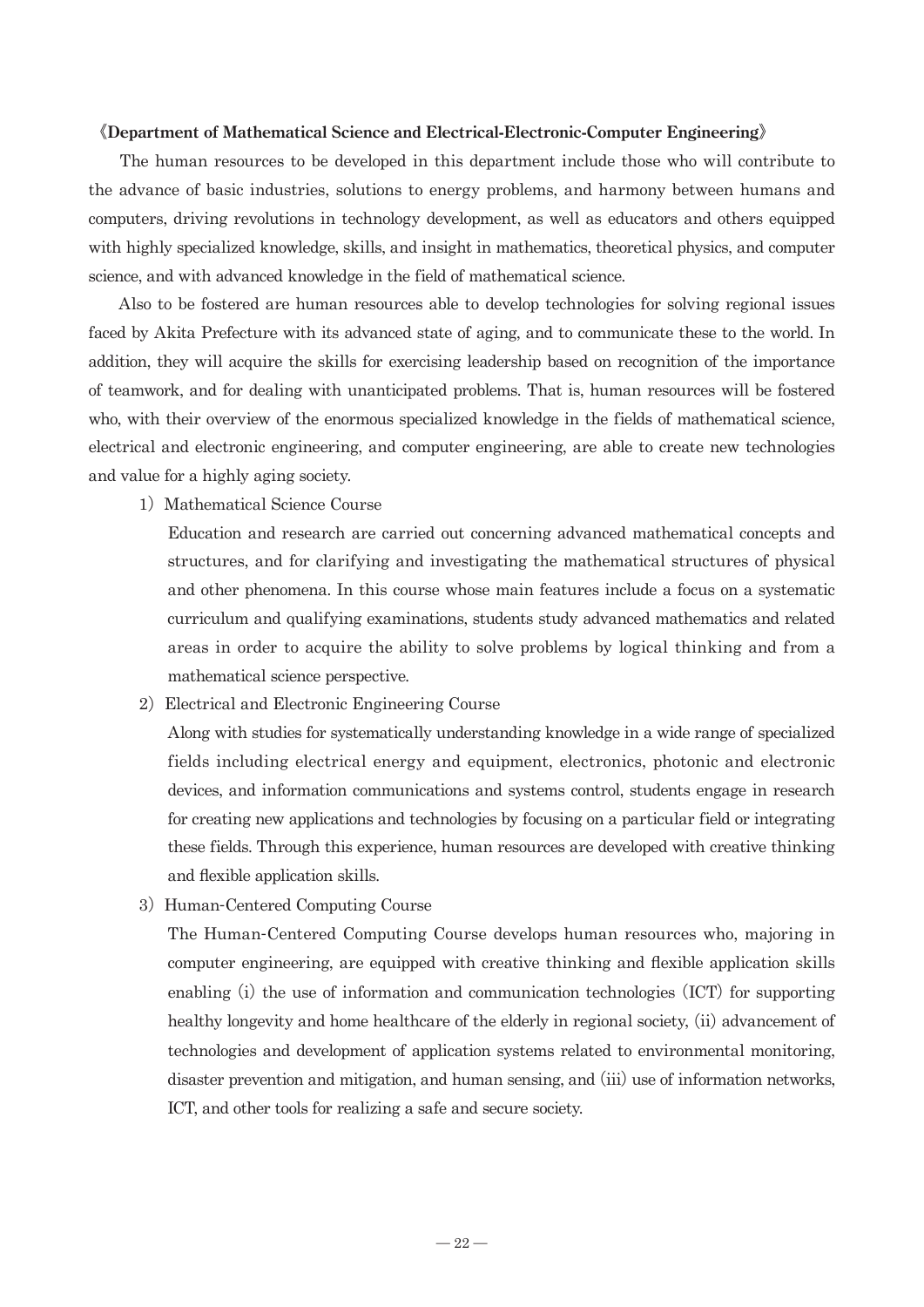**《Department of Mathematical Science and Electrical-Electronic-Computer Engineering》**

The human resources to be developed in this department include those who will contribute to the advance of basic industries, solutions to energy problems, and harmony between humans and computers, driving revolutions in technology development, as well as educators and others equipped with highly specialized knowledge, skills, and insight in mathematics, theoretical physics, and computer science, and with advanced knowledge in the field of mathematical science.

Also to be fostered are human resources able to develop technologies for solving regional issues faced by Akita Prefecture with its advanced state of aging, and to communicate these to the world. In addition, they will acquire the skills for exercising leadership based on recognition of the importance of teamwork, and for dealing with unanticipated problems. That is, human resources will be fostered who, with their overview of the enormous specialized knowledge in the fields of mathematical science, electrical and electronic engineering, and computer engineering, are able to create new technologies and value for a highly aging society.

1) Mathematical Science Course

Education and research are carried out concerning advanced mathematical concepts and structures, and for clarifying and investigating the mathematical structures of physical and other phenomena. In this course whose main features include a focus on a systematic curriculum and qualifying examinations, students study advanced mathematics and related areas in order to acquire the ability to solve problems by logical thinking and from a mathematical science perspective.

2) Electrical and Electronic Engineering Course

Along with studies for systematically understanding knowledge in a wide range of specialized fields including electrical energy and equipment, electronics, photonic and electronic devices, and information communications and systems control, students engage in research for creating new applications and technologies by focusing on a particular field or integrating these fields. Through this experience, human resources are developed with creative thinking and flexible application skills.

3) Human-Centered Computing Course

The Human-Centered Computing Course develops human resources who, majoring in computer engineering, are equipped with creative thinking and flexible application skills enabling (i) the use of information and communication technologies (ICT) for supporting healthy longevity and home healthcare of the elderly in regional society, (ii) advancement of technologies and development of application systems related to environmental monitoring, disaster prevention and mitigation, and human sensing, and (iii) use of information networks, ICT, and other tools for realizing a safe and secure society.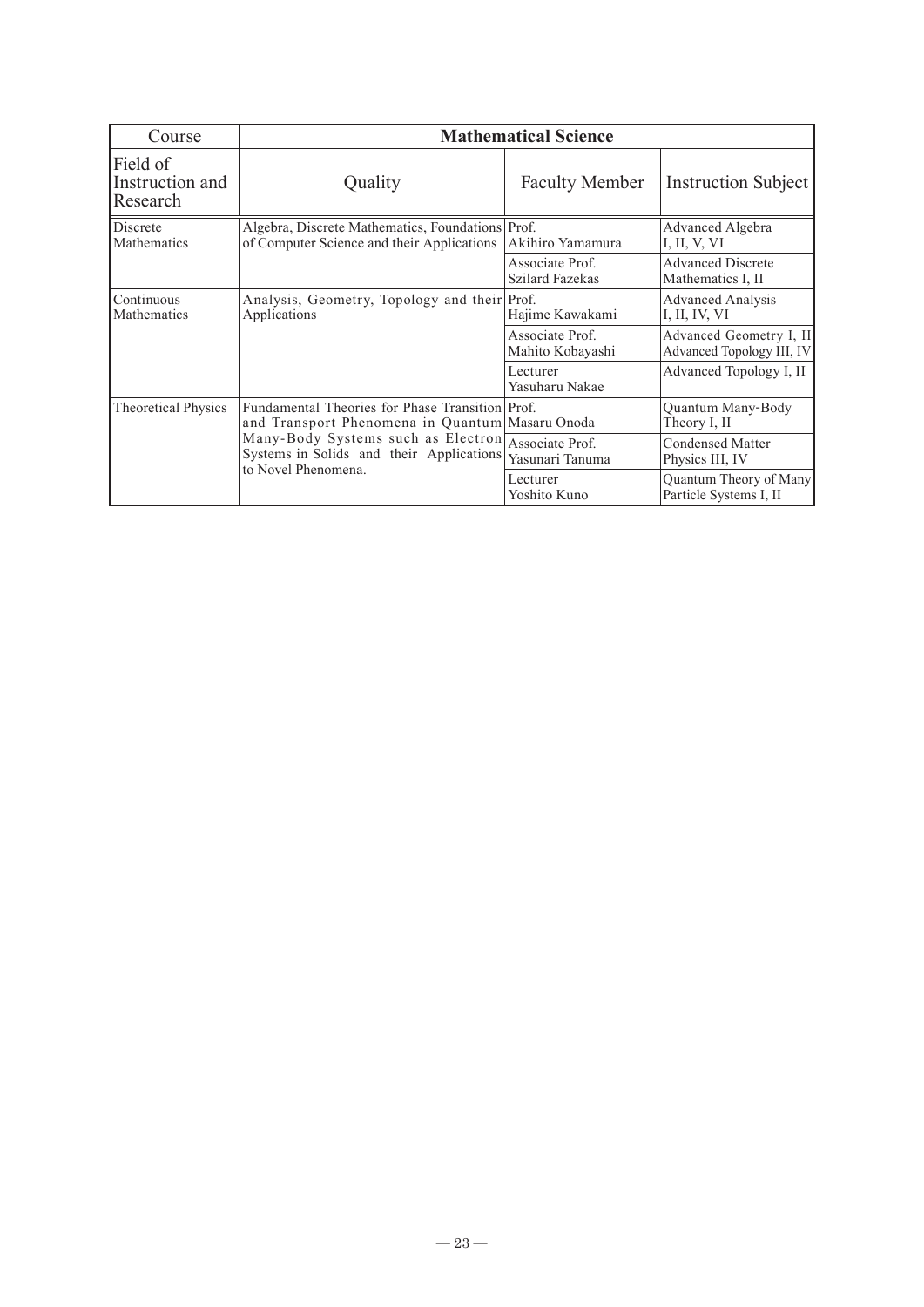| Course | Mathematical Science | | |
|---|---|---|---|
| Field of Instruction and Research | Quality | Faculty Member | Instruction Subject |
| Discrete Mathematics | Algebra, Discrete Mathematics, Foundations of Computer Science and their Applications | Prof. Akihiro Yamamura | Advanced Algebra I, II, V, VI |
| | | Associate Prof. Szilard Fazekas | Advanced Discrete Mathematics I, II |
| Continuous Mathematics | Analysis, Geometry, Topology and their Applications | Prof. Hajime Kawakami | Advanced Analysis I, II, IV, VI |
| | | Associate Prof. Mahito Kobayashi | Advanced Geometry I, II Advanced Topology III, IV |
| | | Lecturer Yasuharu Nakae | Advanced Topology I, II |
| Theoretical Physics | Fundamental Theories for Phase Transition and Transport Phenomena in Quantum Many-Body Systems such as Electron Systems in Solids and their Applications to Novel Phenomena. | Prof. Masaru Onoda | Quantum Many-Body Theory I, II |
| | | Associate Prof. Yasunari Tanuma | Condensed Matter Physics III, IV |
| | | Lecturer Yoshito Kuno | Quantum Theory of Many Particle Systems I, II |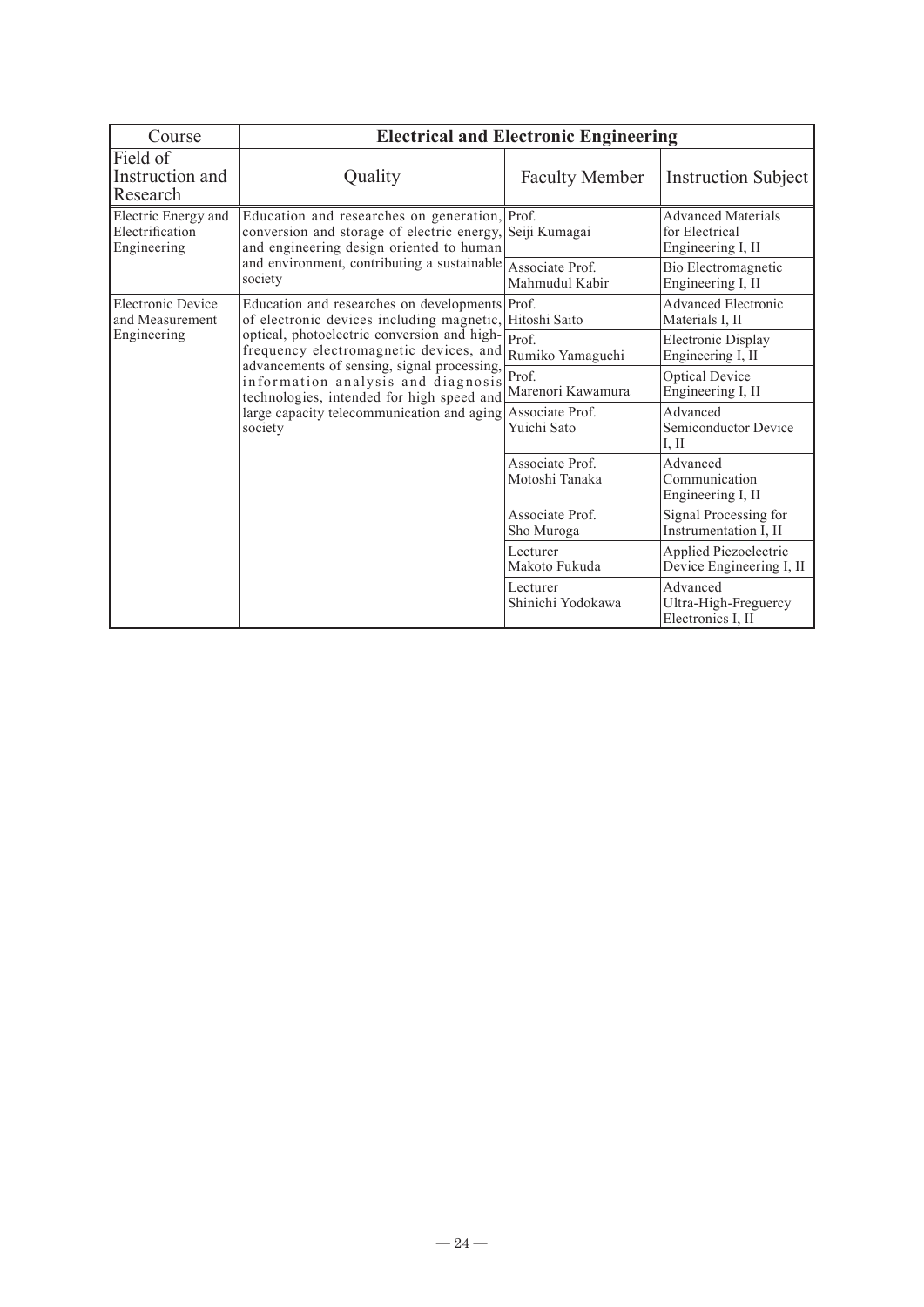| Course | Electrical and Electronic Engineering | | |
|---|---|---|---|
| Field of Instruction and Research | Quality | Faculty Member | Instruction Subject |
| Electric Energy and Electrification Engineering | Education and researches on generation, conversion and storage of electric energy, and engineering design oriented to human and environment, contributing a sustainable society | Prof. Seiji Kumagai | Advanced Materials for Electrical Engineering I, II |
| | | Associate Prof. Mahmudul Kabir | Bio Electromagnetic Engineering I, II |
| Electronic Device and Measurement Engineering | Education and researches on developments of electronic devices including magnetic, optical, photoelectric conversion and high-frequency electromagnetic devices, and advancements of sensing, signal processing, information analysis and diagnosis technologies, intended for high speed and large capacity telecommunication and aging society | Prof. Hitoshi Saito | Advanced Electronic Materials I, II |
| | | Prof. Rumiko Yamaguchi | Electronic Display Engineering I, II |
| | | Prof. Marenori Kawamura | Optical Device Engineering I, II |
| | | Associate Prof. Yuichi Sato | Advanced Semiconductor Device I, II |
| | | Associate Prof. Motoshi Tanaka | Advanced Communication Engineering I, II |
| | | Associate Prof. Sho Muroga | Signal Processing for Instrumentation I, II |
| | | Lecturer Makoto Fukuda | Applied Piezoelectric Device Engineering I, II |
| | | Lecturer Shinichi Yodokawa | Advanced Ultra-High-Freguercy Electronics I, II |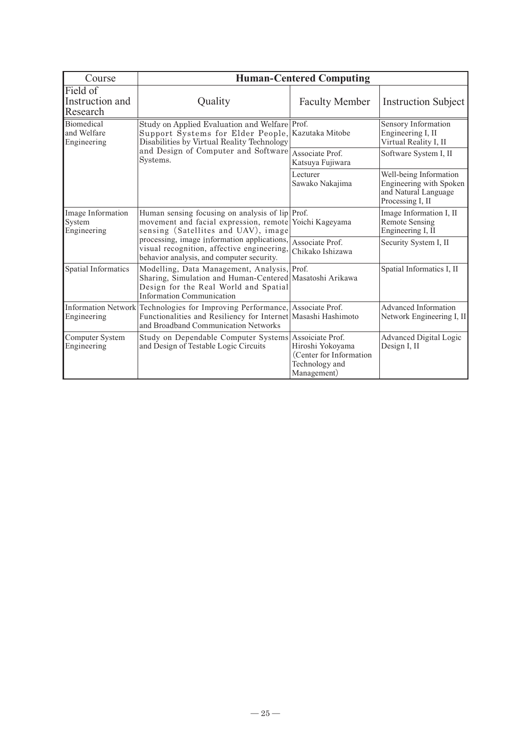| Course | Human-Centered Computing | | |
|---|---|---|---|
| Field of Instruction and Research | Quality | Faculty Member | Instruction Subject |
| Biomedical and Welfare Engineering | Study on Applied Evaluation and Welfare Support Systems for Elder People, Disabilities by Virtual Reality Technology and Design of Computer and Software Systems. | Prof. Kazutaka Mitobe | Sensory Information Engineering I, II<br>Virtual Reality I, II |
| | | Associate Prof. Katsuya Fujiwara | Software System I, II |
| | | Lecturer Sawako Nakajima | Well-being Information Engineering with Spoken and Natural Language Processing I, II |
| Image Information System Engineering | Human sensing focusing on analysis of lip movement and facial expression, remote sensing (Satellites and UAV), image processing, image information applications, visual recognition, affective engineering, behavior analysis, and computer security. | Prof. Yoichi Kageyama | Image Information I, II<br>Remote Sensing Engineering I, II |
| | | Associate Prof. Chikako Ishizawa | Security System I, II |
| Spatial Informatics | Modelling, Data Management, Analysis, Sharing, Simulation and Human-Centered Design for the Real World and Spatial Information Communication | Prof. Masatoshi Arikawa | Spatial Informatics I, II |
| Information Network Engineering | Technologies for Improving Performance, Functionalities and Resiliency for Internet and Broadband Communication Networks | Associate Prof. Masashi Hashimoto | Advanced Information Network Engineering I, II |
| Computer System Engineering | Study on Dependable Computer Systems and Design of Testable Logic Circuits | Assoiciate Prof. Hiroshi Yokoyama (Center for Information Technology and Management) | Advanced Digital Logic Design I, II |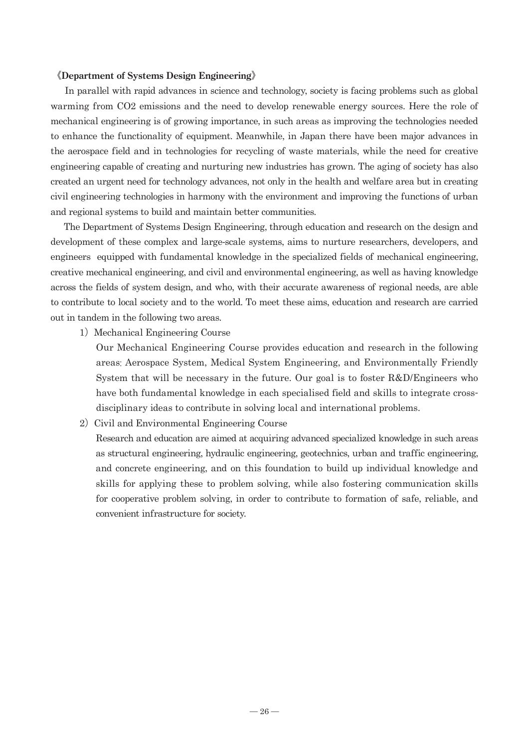## 《Department of Systems Design Engineering》

In parallel with rapid advances in science and technology, society is facing problems such as global warming from $CO_2$ emissions and the need to develop renewable energy sources. Here the role of mechanical engineering is of growing importance, in such areas as improving the technologies needed to enhance the functionality of equipment. Meanwhile, in Japan there have been major advances in the aerospace field and in technologies for recycling of waste materials, while the need for creative engineering capable of creating and nurturing new industries has grown. The aging of society has also created an urgent need for technology advances, not only in the health and welfare area but in creating civil engineering technologies in harmony with the environment and improving the functions of urban and regional systems to build and maintain better communities.

The Department of Systems Design Engineering, through education and research on the design and development of these complex and large-scale systems, aims to nurture researchers, developers, and engineers equipped with fundamental knowledge in the specialized fields of mechanical engineering, creative mechanical engineering, and civil and environmental engineering, as well as having knowledge across the fields of system design, and who, with their accurate awareness of regional needs, are able to contribute to local society and to the world. To meet these aims, education and research are carried out in tandem in the following two areas.

1) Mechanical Engineering Course

Our Mechanical Engineering Course provides education and research in the following areas: Aerospace System, Medical System Engineering, and Environmentally Friendly System that will be necessary in the future. Our goal is to foster R&D/Engineers who have both fundamental knowledge in each specialised field and skills to integrate cross-disciplinary ideas to contribute in solving local and international problems.

2) Civil and Environmental Engineering Course

Research and education are aimed at acquiring advanced specialized knowledge in such areas as structural engineering, hydraulic engineering, geotechnics, urban and traffic engineering, and concrete engineering, and on this foundation to build up individual knowledge and skills for applying these to problem solving, while also fostering communication skills for cooperative problem solving, in order to contribute to formation of safe, reliable, and convenient infrastructure for society.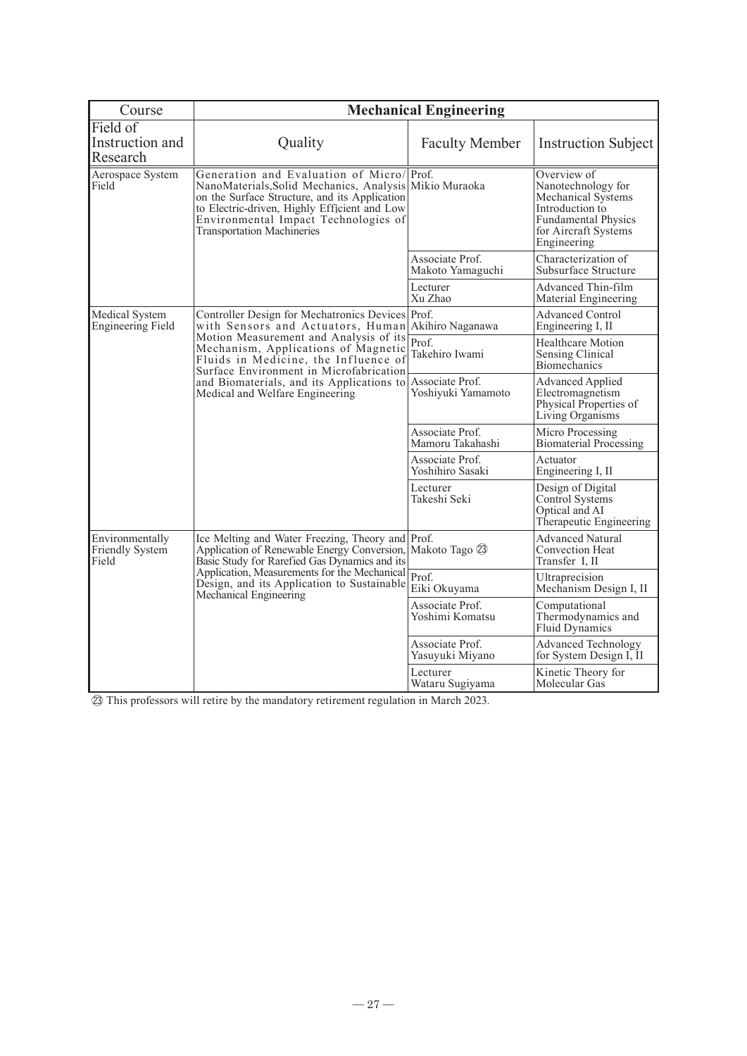| Course | Mechanical Engineering | | |
|---|---|---|---|
| Field of Instruction and Research | Quality | Faculty Member | Instruction Subject |
| Aerospace System Field | Generation and Evaluation of Micro/NanoMaterials,Solid Mechanics, Analysis on the Surface Structure, and its Application to Electric-driven, Highly Efficient and Low Environmental Impact Technologies of Transportation Machineries | Prof. Mikio Muraoka | Overview of Nanotechnology for Mechanical Systems Introduction to Fundamental Physics for Aircraft Systems Engineering |
| | | Associate Prof. Makoto Yamaguchi | Characterization of Subsurface Structure |
| | | Lecturer Xu Zhao | Advanced Thin-film Material Engineering |
| Medical System Engineering Field | Controller Design for Mechatronics Devices with Sensors and Actuators, Human Motion Measurement and Analysis of its Mechanism, Applications of Magnetic Fluids in Medicine, the Influence of Surface Environment in Microfabrication and Biomaterials, and its Applications to Medical and Welfare Engineering | Prof. Akihiro Naganawa | Advanced Control Engineering I, II |
| | | Prof. Takehiro Iwami | Healthcare Motion Sensing Clinical Biomechanics |
| | | Associate Prof. Yoshiyuki Yamamoto | Advanced Applied Electromagnetism Physical Properties of Living Organisms |
| | | Associate Prof. Mamoru Takahashi | Micro Processing Biomaterial Processing |
| | | Associate Prof. Yoshihiro Sasaki | Actuator Engineering I, II |
| | | Lecturer Takeshi Seki | Design of Digital Control Systems Optical and AI Therapeutic Engineering |
| Environmentally Friendly System Field | Ice Melting and Water Freezing, Theory and Application of Renewable Energy Conversion, Basic Study for Rarefied Gas Dynamics and its Application, Measurements for the Mechanical Design, and its Application to Sustainable Mechanical Engineering | Prof. Makoto Tago ㉓ | Advanced Natural Convection Heat Transfer I, II |
| | | Prof. Eiki Okuyama | Ultraprecision Mechanism Design I, II |
| | | Associate Prof. Yoshimi Komatsu | Computational Thermodynamics and Fluid Dynamics |
| | | Associate Prof. Yasuyuki Miyano | Advanced Technology for System Design I, II |
| | | Lecturer Wataru Sugiyama | Kinetic Theory for Molecular Gas |

㉓ This professors will retire by the mandatory retirement regulation in March 2023.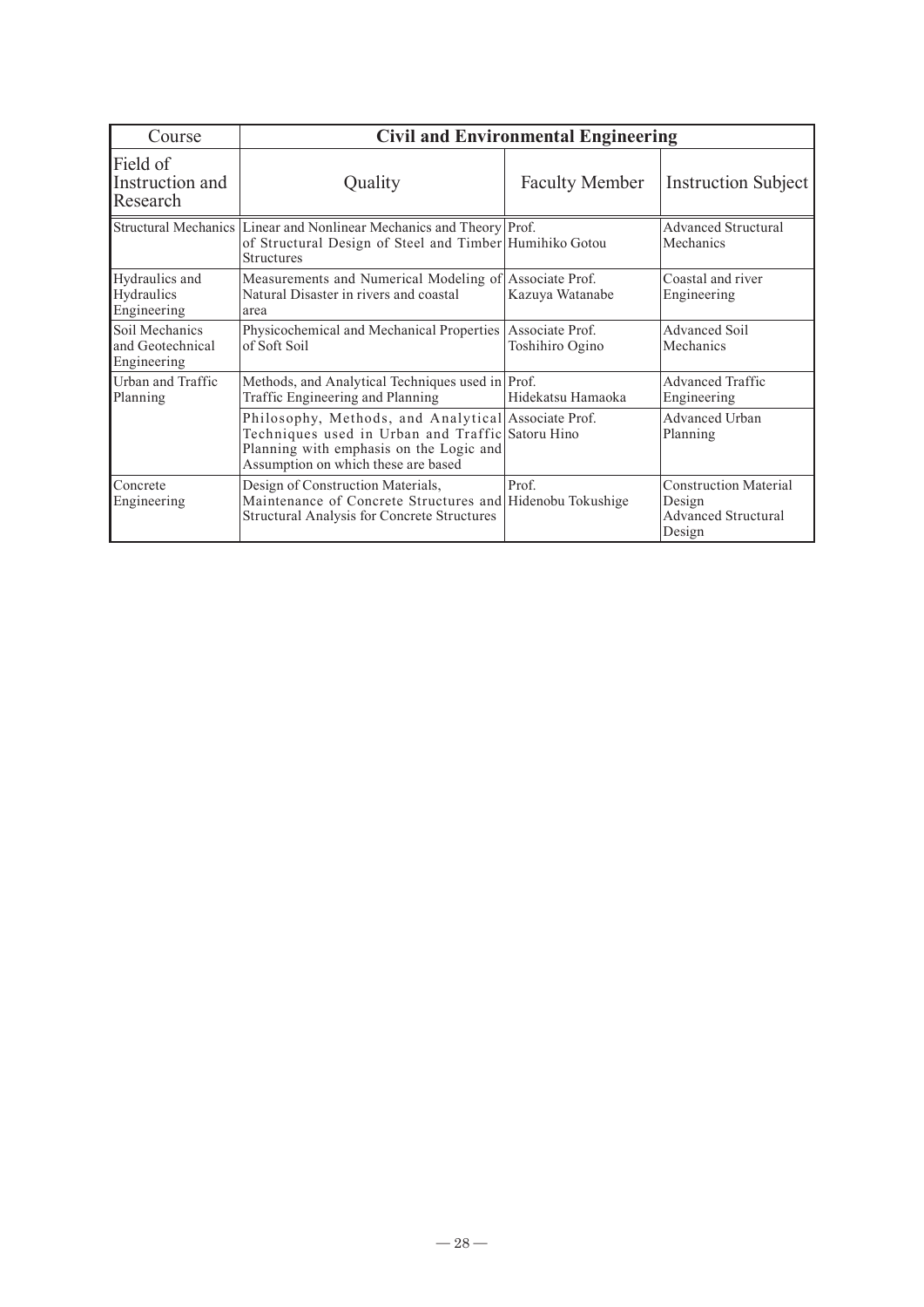| Course | Civil and Environmental Engineering | | |
|---|---|---|---|
| Field of Instruction and Research | Quality | Faculty Member | Instruction Subject |
| Structural Mechanics | Linear and Nonlinear Mechanics and Theory of Structural Design of Steel and Timber Structures | Prof. Humihiko Gotou | Advanced Structural Mechanics |
| Hydraulics and Hydraulics Engineering | Measurements and Numerical Modeling of Natural Disaster in rivers and coastal area | Associate Prof. Kazuya Watanabe | Coastal and river Engineering |
| Soil Mechanics and Geotechnical Engineering | Physicochemical and Mechanical Properties of Soft Soil | Associate Prof. Toshihiro Ogino | Advanced Soil Mechanics |
| Urban and Traffic Planning | Methods, and Analytical Techniques used in Traffic Engineering and Planning | Prof. Hidekatsu Hamaoka | Advanced Traffic Engineering |
| | Philosophy, Methods, and Analytical Techniques used in Urban and Traffic Planning with emphasis on the Logic and Assumption on which these are based | Associate Prof. Satoru Hino | Advanced Urban Planning |
| Concrete Engineering | Design of Construction Materials, Maintenance of Concrete Structures and Structural Analysis for Concrete Structures | Prof. Hidenobu Tokushige | Construction Material Design<br>Advanced Structural Design |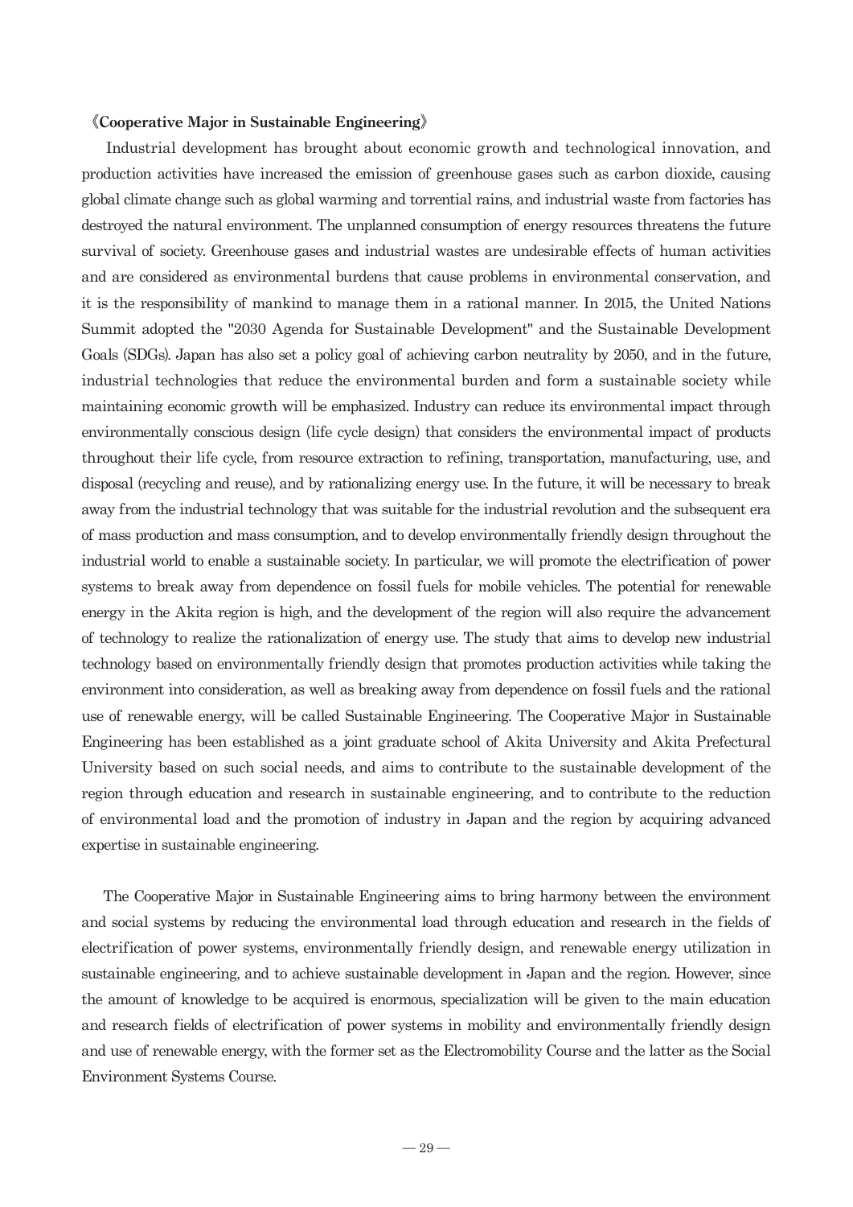**《Cooperative Major in Sustainable Engineering》**

Industrial development has brought about economic growth and technological innovation, and production activities have increased the emission of greenhouse gases such as carbon dioxide, causing global climate change such as global warming and torrential rains, and industrial waste from factories has destroyed the natural environment. The unplanned consumption of energy resources threatens the future survival of society. Greenhouse gases and industrial wastes are undesirable effects of human activities and are considered as environmental burdens that cause problems in environmental conservation, and it is the responsibility of mankind to manage them in a rational manner. In 2015, the United Nations Summit adopted the "2030 Agenda for Sustainable Development" and the Sustainable Development Goals (SDGs). Japan has also set a policy goal of achieving carbon neutrality by 2050, and in the future, industrial technologies that reduce the environmental burden and form a sustainable society while maintaining economic growth will be emphasized. Industry can reduce its environmental impact through environmentally conscious design (life cycle design) that considers the environmental impact of products throughout their life cycle, from resource extraction to refining, transportation, manufacturing, use, and disposal (recycling and reuse), and by rationalizing energy use. In the future, it will be necessary to break away from the industrial technology that was suitable for the industrial revolution and the subsequent era of mass production and mass consumption, and to develop environmentally friendly design throughout the industrial world to enable a sustainable society. In particular, we will promote the electrification of power systems to break away from dependence on fossil fuels for mobile vehicles. The potential for renewable energy in the Akita region is high, and the development of the region will also require the advancement of technology to realize the rationalization of energy use. The study that aims to develop new industrial technology based on environmentally friendly design that promotes production activities while taking the environment into consideration, as well as breaking away from dependence on fossil fuels and the rational use of renewable energy, will be called Sustainable Engineering. The Cooperative Major in Sustainable Engineering has been established as a joint graduate school of Akita University and Akita Prefectural University based on such social needs, and aims to contribute to the sustainable development of the region through education and research in sustainable engineering, and to contribute to the reduction of environmental load and the promotion of industry in Japan and the region by acquiring advanced expertise in sustainable engineering.

The Cooperative Major in Sustainable Engineering aims to bring harmony between the environment and social systems by reducing the environmental load through education and research in the fields of electrification of power systems, environmentally friendly design, and renewable energy utilization in sustainable engineering, and to achieve sustainable development in Japan and the region. However, since the amount of knowledge to be acquired is enormous, specialization will be given to the main education and research fields of electrification of power systems in mobility and environmentally friendly design and use of renewable energy, with the former set as the Electromobility Course and the latter as the Social Environment Systems Course.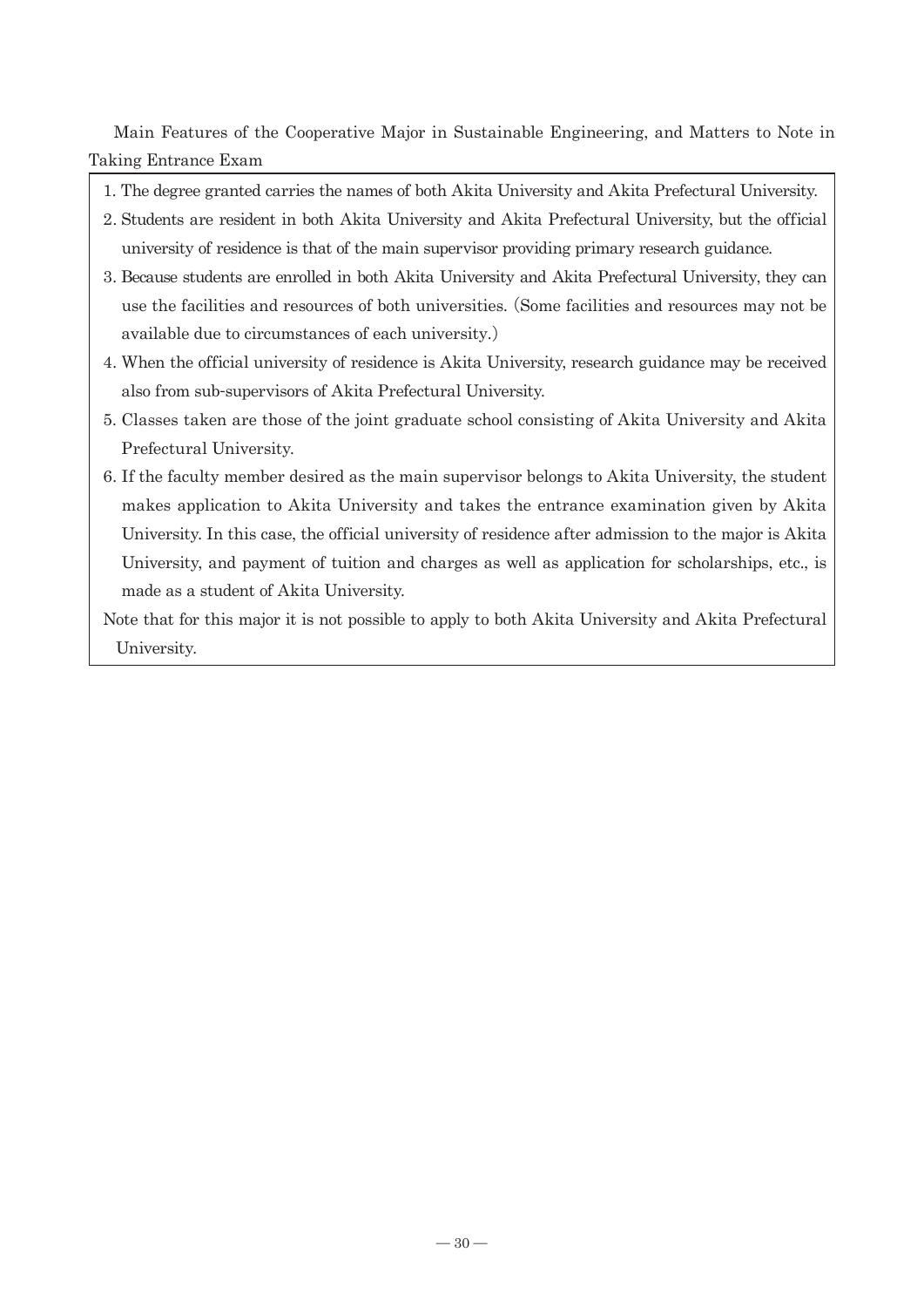Main Features of the Cooperative Major in Sustainable Engineering, and Matters to Note in Taking Entrance Exam

1. The degree granted carries the names of both Akita University and Akita Prefectural University.
2. Students are resident in both Akita University and Akita Prefectural University, but the official university of residence is that of the main supervisor providing primary research guidance.
3. Because students are enrolled in both Akita University and Akita Prefectural University, they can use the facilities and resources of both universities. (Some facilities and resources may not be available due to circumstances of each university.)
4. When the official university of residence is Akita University, research guidance may be received also from sub-supervisors of Akita Prefectural University.
5. Classes taken are those of the joint graduate school consisting of Akita University and Akita Prefectural University.
6. If the faculty member desired as the main supervisor belongs to Akita University, the student makes application to Akita University and takes the entrance examination given by Akita University. In this case, the official university of residence after admission to the major is Akita University, and payment of tuition and charges as well as application for scholarships, etc., is made as a student of Akita University.

Note that for this major it is not possible to apply to both Akita University and Akita Prefectural University.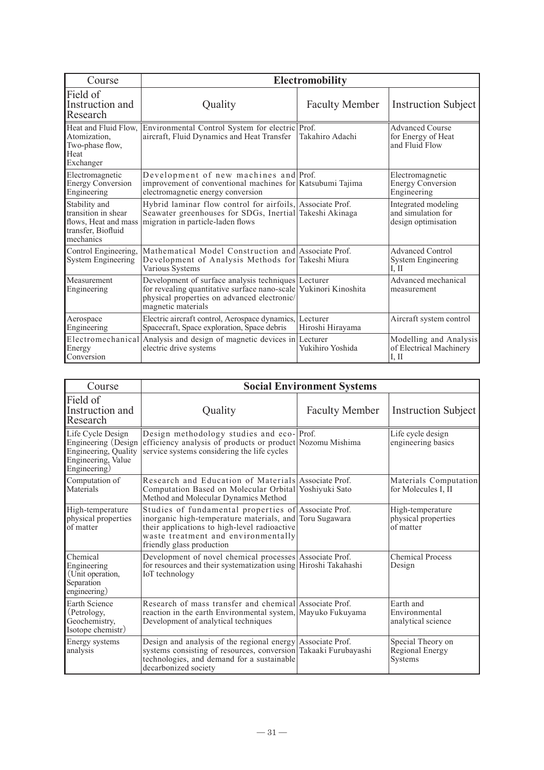| Course | Electromobility | | |
|---|---|---|---|
| Field of Instruction and Research | Quality | Faculty Member | Instruction Subject |
| Heat and Fluid Flow, Atomization, Two-phase flow, Heat Exchanger | Environmental Control System for electric aircraft, Fluid Dynamics and Heat Transfer | Prof. Takahiro Adachi | Advanced Course for Energy of Heat and Fluid Flow |
| Electromagnetic Energy Conversion Engineering | Development of new machines and improvement of conventional machines for electromagnetic energy conversion | Prof. Katsubumi Tajima | Electromagnetic Energy Conversion Engineering |
| Stability and transition in shear flows, Heat and mass transfer, Biofluid mechanics | Hybrid laminar flow control for airfoils, Seawater greenhouses for SDGs, Inertial migration in particle-laden flows | Associate Prof. Takeshi Akinaga | Integrated modeling and simulation for design optimisation |
| Control Engineering, System Engineering | Mathematical Model Construction and Development of Analysis Methods for Various Systems | Associate Prof. Takeshi Miura | Advanced Control System Engineering I, II |
| Measurement Engineering | Development of surface analysis techniques for revealing quantitative surface nano-scale physical properties on advanced electronic/magnetic materials | Lecturer Yukinori Kinoshita | Advanced mechanical measurement |
| Aerospace Engineering | Electric aircraft control, Aerospace dynamics, Spacecraft, Space exploration, Space debris | Lecturer Hiroshi Hirayama | Aircraft system control |
| Electromechanical Energy Conversion | Analysis and design of magnetic devices in electric drive systems | Lecturer Yukihiro Yoshida | Modelling and Analysis of Electrical Machinery I, II |

| Course | Social Environment Systems | | |
|---|---|---|---|
| Field of Instruction and Research | Quality | Faculty Member | Instruction Subject |
| Life Cycle Design Engineering (Design Engineering, Quality Engineering, Value Engineering) | Design methodology studies and eco-efficiency analysis of products or product service systems considering the life cycles | Prof. Nozomu Mishima | Life cycle design engineering basics |
| Computation of Materials | Research and Education of Materials Computation Based on Molecular Orbital Method and Molecular Dynamics Method | Associate Prof. Yoshiyuki Sato | Materials Computation for Molecules I, II |
| High-temperature physical properties of matter | Studies of fundamental properties of inorganic high-temperature materials, and their applications to high-level radioactive waste treatment and environmentally friendly glass production | Associate Prof. Toru Sugawara | High-temperature physical properties of matter |
| Chemical Engineering (Unit operation, Separation engineering) | Development of novel chemical processes for resources and their systematization using IoT technology | Associate Prof. Hiroshi Takahashi | Chemical Process Design |
| Earth Science (Petrology, Geochemistry, Isotope chemistr) | Research of mass transfer and chemical reaction in the earth Environmental system, Development of analytical techniques | Associate Prof. Mayuko Fukuyama | Earth and Environmental analytical science |
| Energy systems analysis | Design and analysis of the regional energy systems consisting of resources, conversion technologies, and demand for a sustainable decarbonized society | Associate Prof. Takaaki Furubayashi | Special Theory on Regional Energy Systems |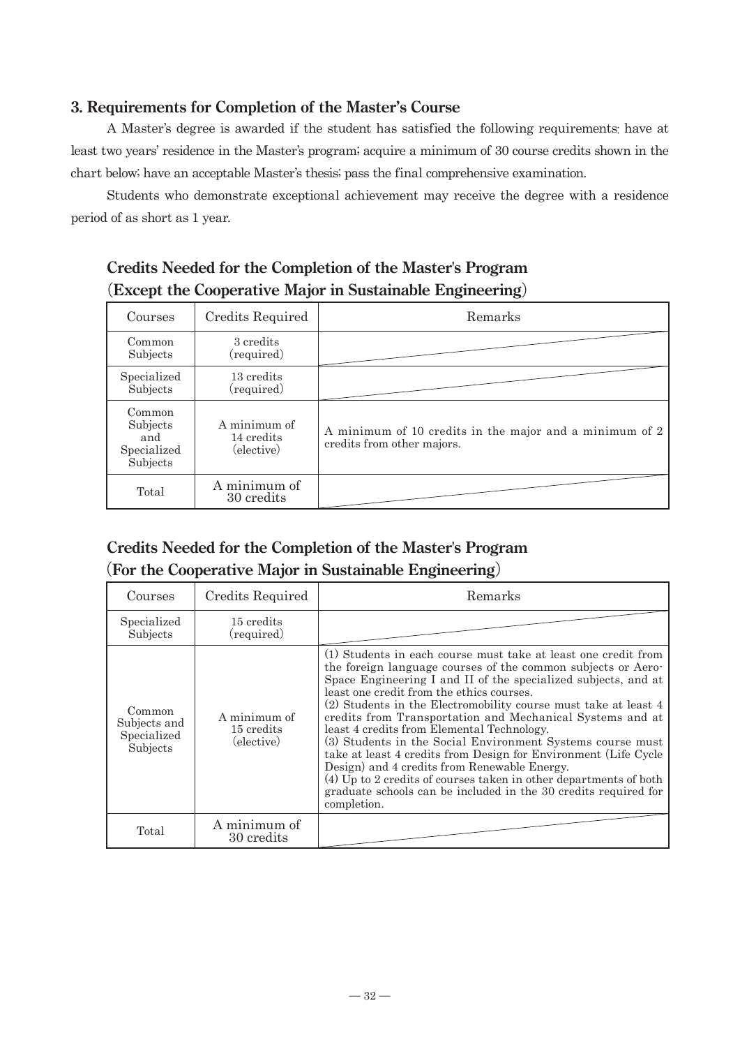## 3. Requirements for Completion of the Master's Course

A Master's degree is awarded if the student has satisfied the following requirements: have at least two years' residence in the Master's program; acquire a minimum of 30 course credits shown in the chart below; have an acceptable Master's thesis; pass the final comprehensive examination.

Students who demonstrate exceptional achievement may receive the degree with a residence period of as short as 1 year.

### Credits Needed for the Completion of the Master's Program (Except the Cooperative Major in Sustainable Engineering)

| Courses | Credits Required | Remarks |
|---|---|---|
| Common Subjects | 3 credits (required) | |
| Specialized Subjects | 13 credits (required) | |
| Common Subjects and Specialized Subjects | A minimum of 14 credits (elective) | A minimum of 10 credits in the major and a minimum of 2 credits from other majors. |
| Total | A minimum of 30 credits | |

### Credits Needed for the Completion of the Master's Program (For the Cooperative Major in Sustainable Engineering)

| Courses | Credits Required | Remarks |
|---|---|---|
| Specialized Subjects | 15 credits (required) | |
| Common Subjects and Specialized Subjects | A minimum of 15 credits (elective) | (1) Students in each course must take at least one credit from the foreign language courses of the common subjects or Aero-Space Engineering I and II of the specialized subjects, and at least one credit from the ethics courses.<br>(2) Students in the Electromobility course must take at least 4 credits from Transportation and Mechanical Systems and at least 4 credits from Elemental Technology.<br>(3) Students in the Social Environment Systems course must take at least 4 credits from Design for Environment (Life Cycle Design) and 4 credits from Renewable Energy.<br>(4) Up to 2 credits of courses taken in other departments of both graduate schools can be included in the 30 credits required for completion. |
| Total | A minimum of 30 credits | |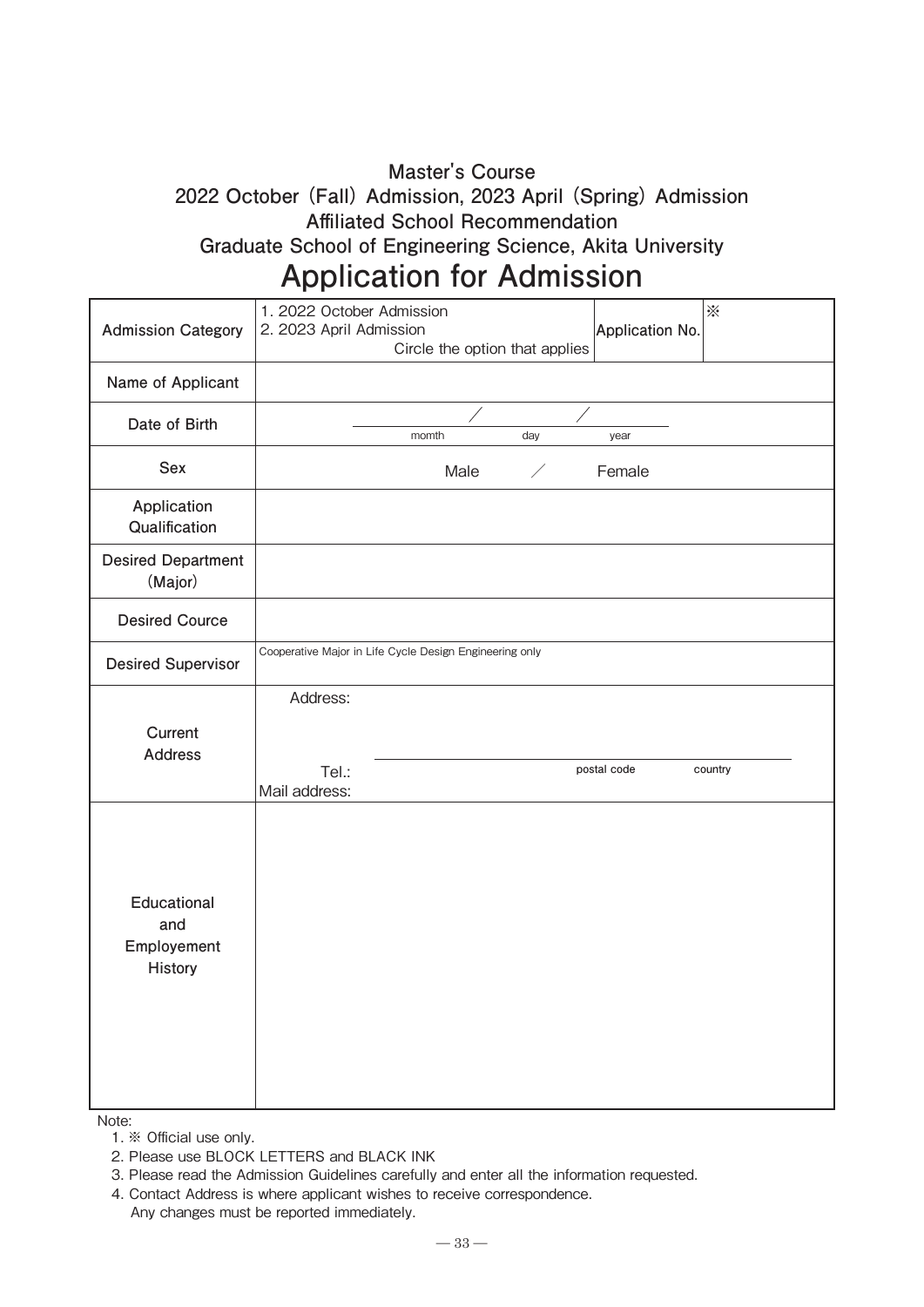### Master's Course
### 2022 October (Fall) Admission, 2023 April (Spring) Admission
### Affiliated School Recommendation
### Graduate School of Engineering Science, Akita University

# Application for Admission

| Admission Category | 1. 2022 October Admission<br>2. 2023 April Admission<br>Circle the option that applies | Application No. | ※ |
|---|---|---|---|
| Name of Applicant | | | |
| Date of Birth | / / <br>momth day year | | |
| Sex | Male / Female | | |
| Application Qualification | | | |
| Desired Department (Major) | | | |
| Desired Cource | | | |
| Desired Supervisor | Cooperative Major in Life Cycle Design Engineering only | | |
| Current Address | Address:<br><br>postal code country<br>Tel.:<br>Mail address: | | |
| Educational and Employement History | | | |

Note:

1. ※ Official use only.
2. Please use BLOCK LETTERS and BLACK INK
3. Please read the Admission Guidelines carefully and enter all the information requested.
4. Contact Address is where applicant wishes to receive correspondence.
   Any changes must be reported immediately.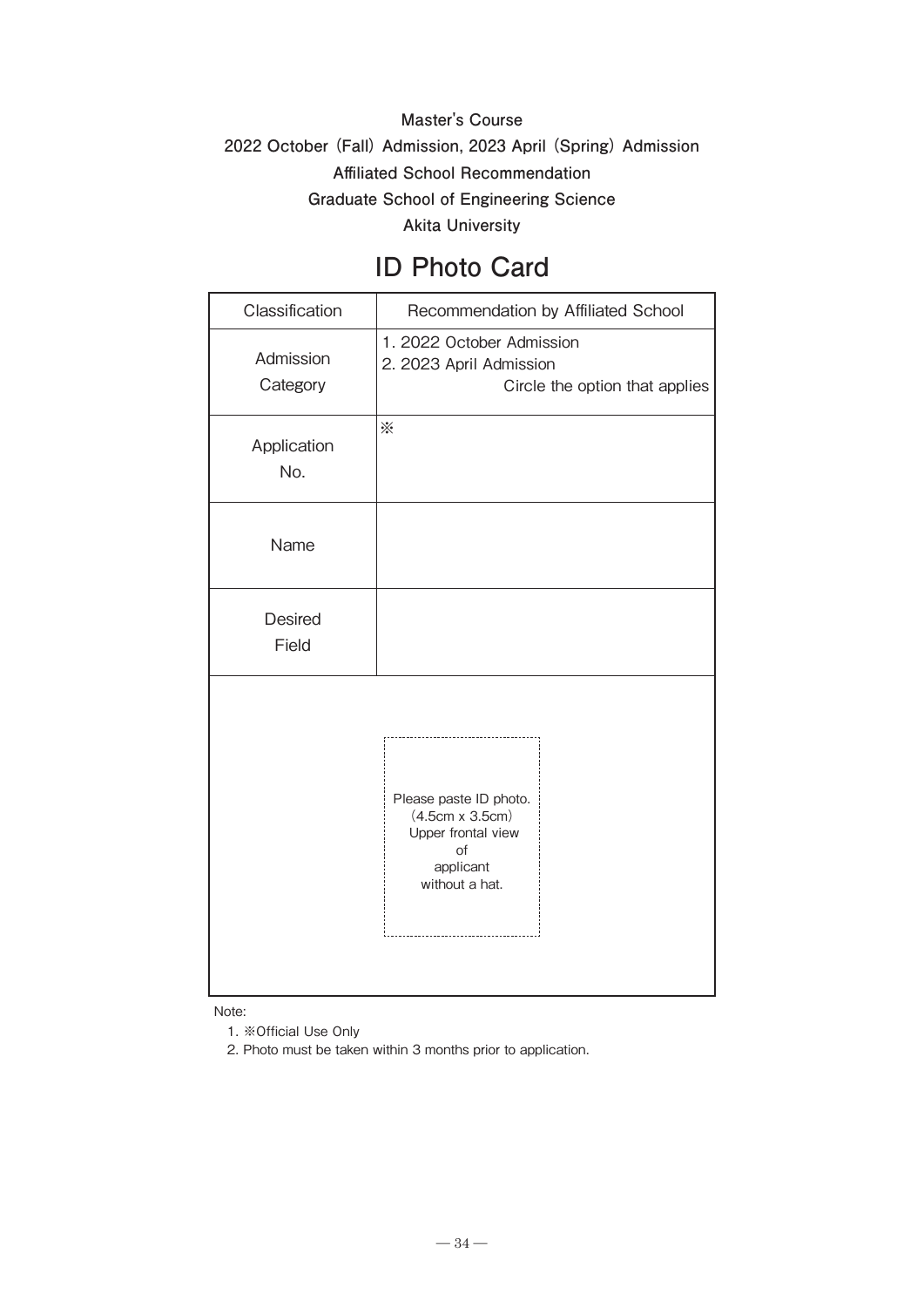**Master's Course**

**2022 October (Fall) Admission, 2023 April (Spring) Admission**

**Affiliated School Recommendation**

**Graduate School of Engineering Science**

**Akita University**

# ID Photo Card

| Classification | Recommendation by Affiliated School |
|---|---|
| Admission Category | 1. 2022 October Admission<br>2. 2023 April Admission<br>Circle the option that applies |
| Application No. | ※ |
| Name | |
| Desired Field | |

Please paste ID photo.
(4.5cm x 3.5cm)
Upper frontal view of applicant without a hat.

Note:

1. ※Official Use Only
2. Photo must be taken within 3 months prior to application.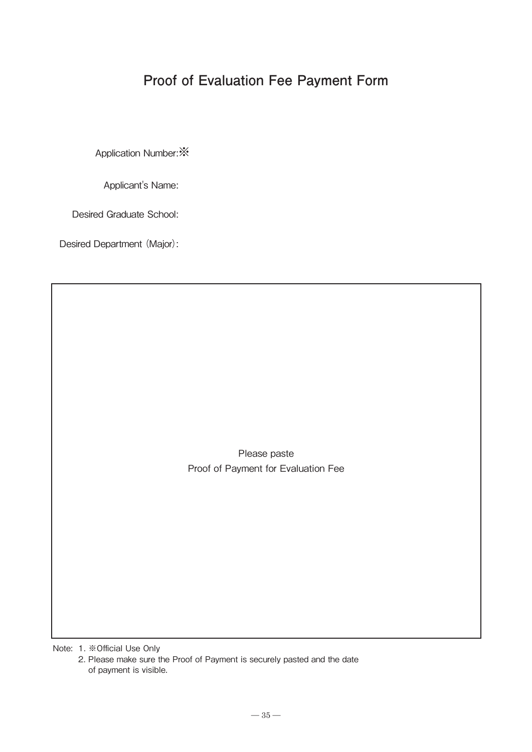# Proof of Evaluation Fee Payment Form

Application Number:※

Applicant's Name:

Desired Graduate School:

Desired Department (Major):

| |
|---|
| Please paste<br>Proof of Payment for Evaluation Fee |

Note: 1. ※Official Use Only

2. Please make sure the Proof of Payment is securely pasted and the date of payment is visible.